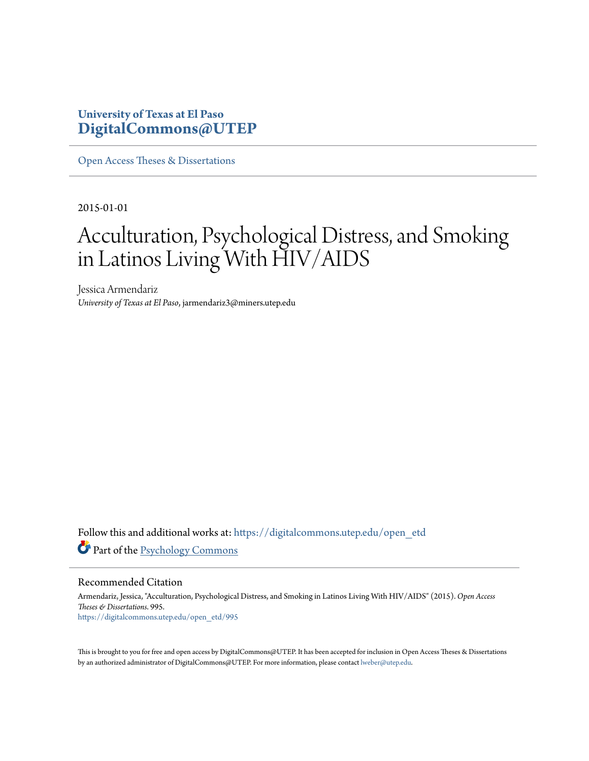University of Texas at El Paso
**DigitalCommons@UTEP**

Open Access Theses & Dissertations

2015-01-01

# Acculturation, Psychological Distress, and Smoking in Latinos Living With HIV/AIDS

Jessica Armendariz
*University of Texas at El Paso*, jarmendariz3@miners.utep.edu

Follow this and additional works at: https://digitalcommons.utep.edu/open_etd

Part of the Psychology Commons

## Recommended Citation

Armendariz, Jessica, "Acculturation, Psychological Distress, and Smoking in Latinos Living With HIV/AIDS" (2015). *Open Access Theses & Dissertations*. 995.
https://digitalcommons.utep.edu/open_etd/995

This is brought to you for free and open access by DigitalCommons@UTEP. It has been accepted for inclusion in Open Access Theses & Dissertations by an authorized administrator of DigitalCommons@UTEP. For more information, please contact lweber@utep.edu.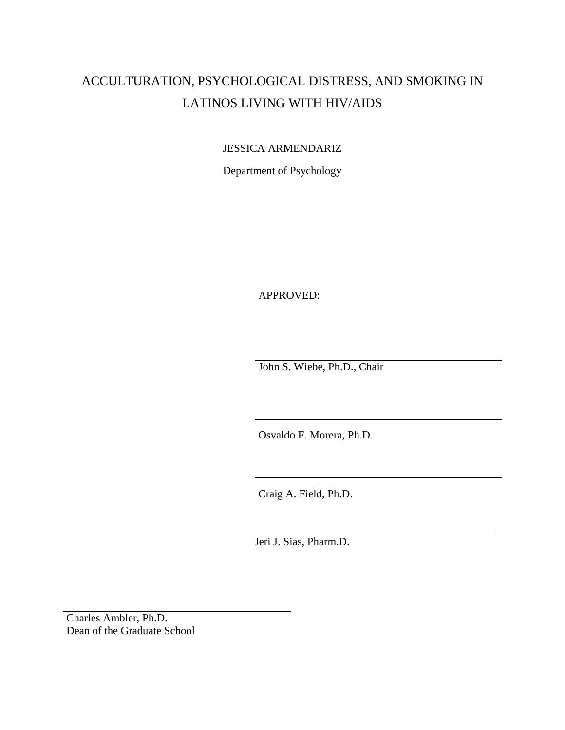# ACCULTURATION, PSYCHOLOGICAL DISTRESS, AND SMOKING IN LATINOS LIVING WITH HIV/AIDS

JESSICA ARMENDARIZ

Department of Psychology

APPROVED:

John S. Wiebe, Ph.D., Chair

Osvaldo F. Morera, Ph.D.

Craig A. Field, Ph.D.

Jeri J. Sias, Pharm.D.

Charles Ambler, Ph.D.
Dean of the Graduate School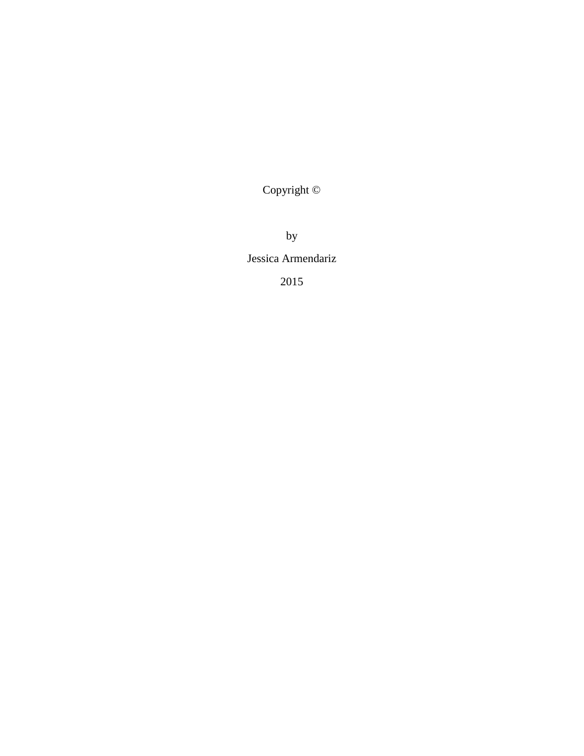Copyright ©

by

Jessica Armendariz

2015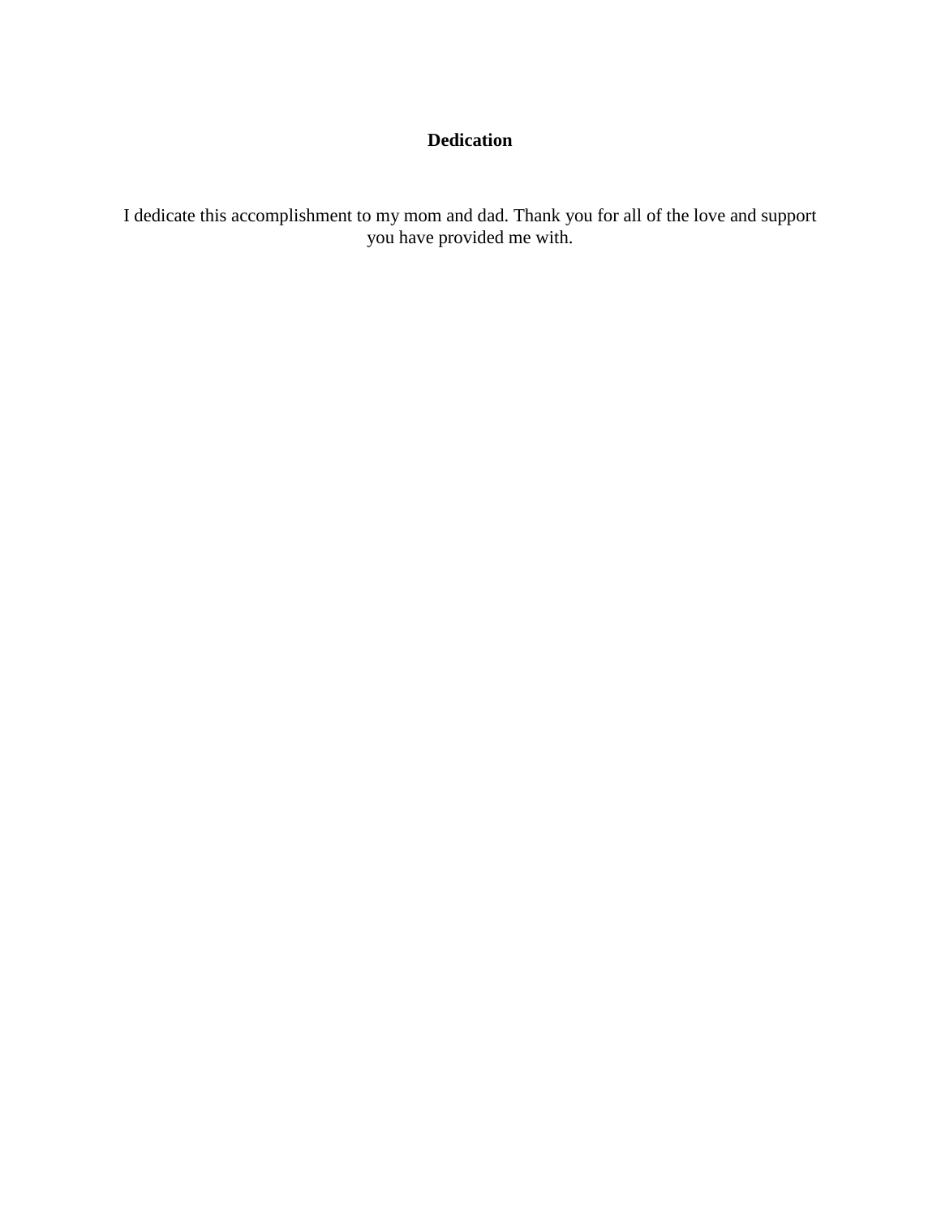# Dedication

I dedicate this accomplishment to my mom and dad. Thank you for all of the love and support you have provided me with.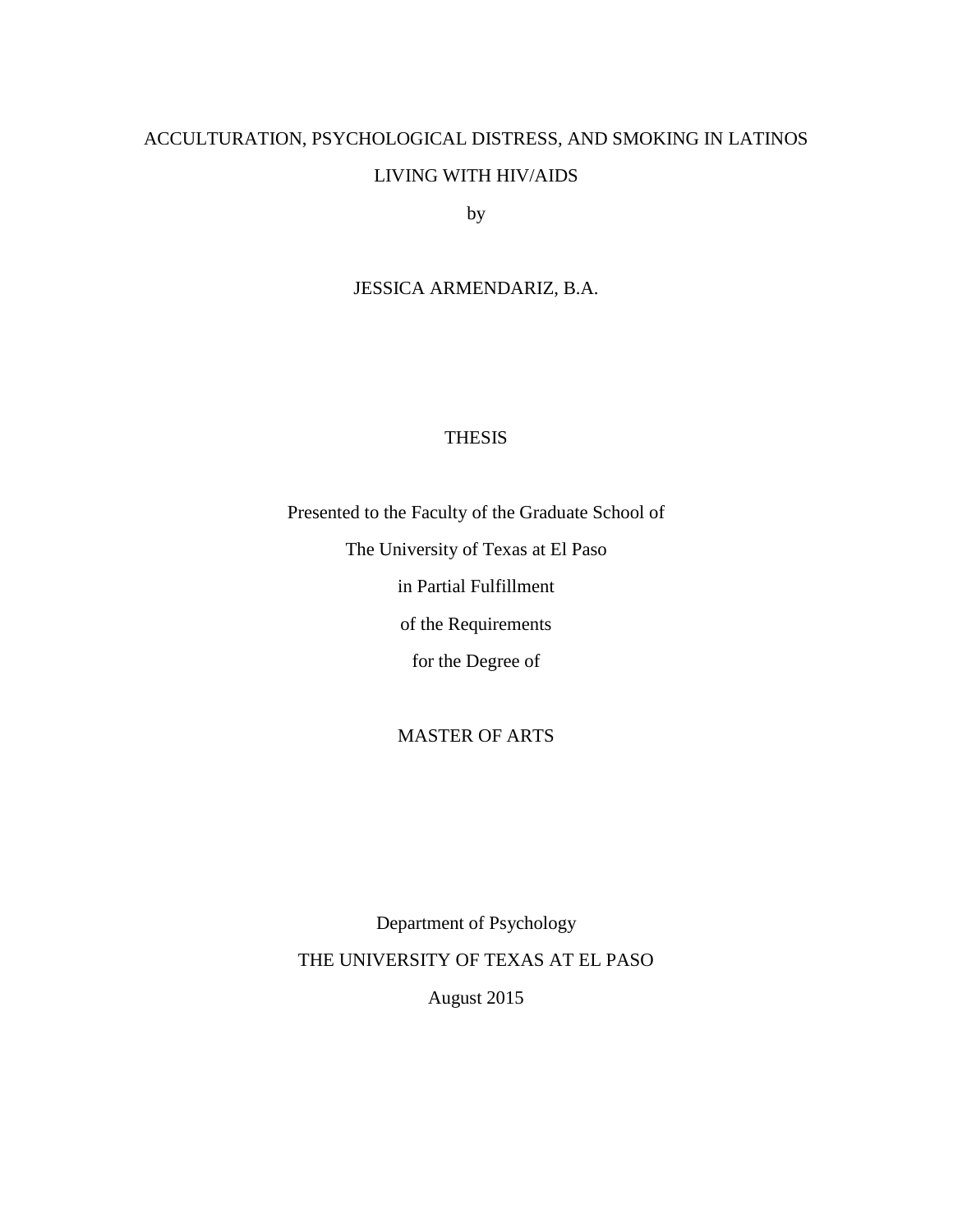# ACCULTURATION, PSYCHOLOGICAL DISTRESS, AND SMOKING IN LATINOS LIVING WITH HIV/AIDS

by

JESSICA ARMENDARIZ, B.A.

THESIS

Presented to the Faculty of the Graduate School of

The University of Texas at El Paso

in Partial Fulfillment

of the Requirements

for the Degree of

MASTER OF ARTS

Department of Psychology

THE UNIVERSITY OF TEXAS AT EL PASO

August 2015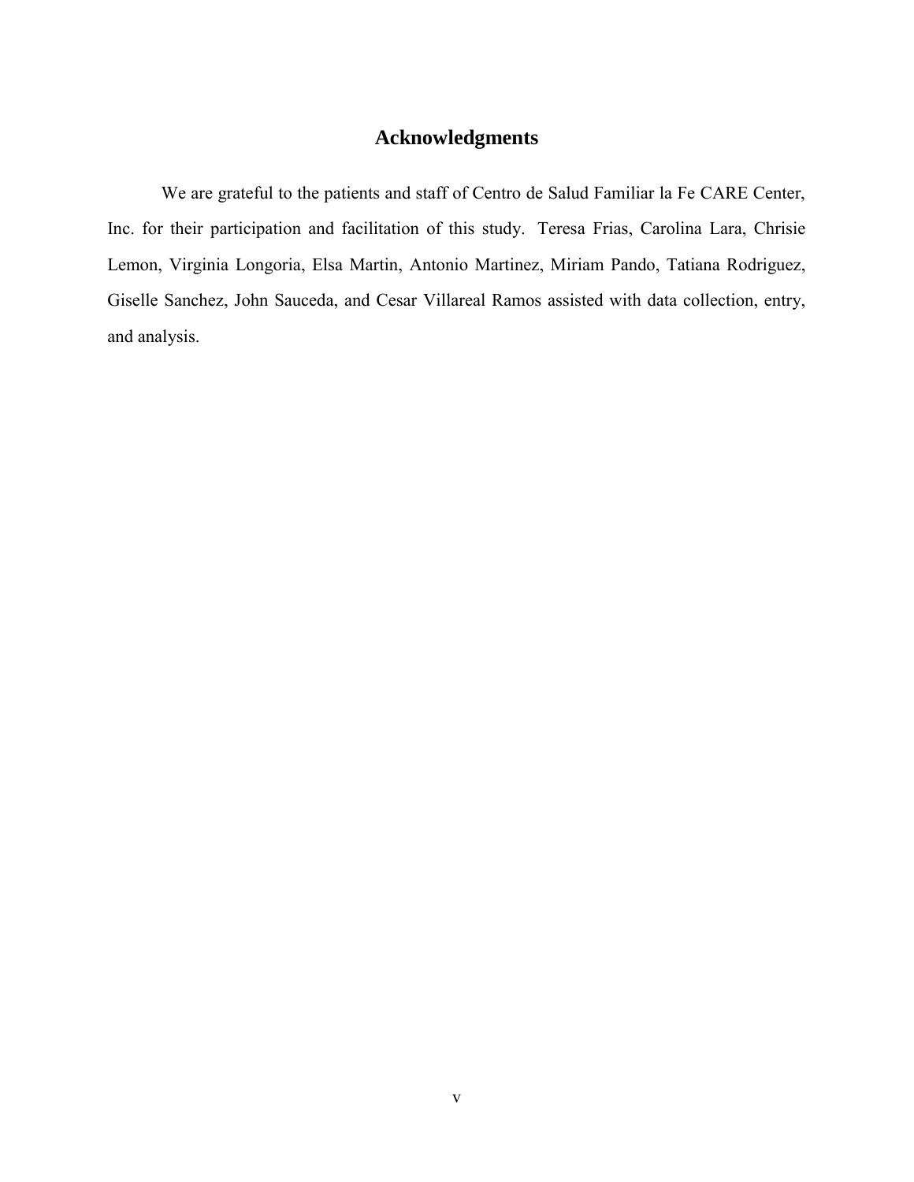# Acknowledgments

We are grateful to the patients and staff of Centro de Salud Familiar la Fe CARE Center, Inc. for their participation and facilitation of this study. Teresa Frias, Carolina Lara, Chrisie Lemon, Virginia Longoria, Elsa Martin, Antonio Martinez, Miriam Pando, Tatiana Rodriguez, Giselle Sanchez, John Sauceda, and Cesar Villareal Ramos assisted with data collection, entry, and analysis.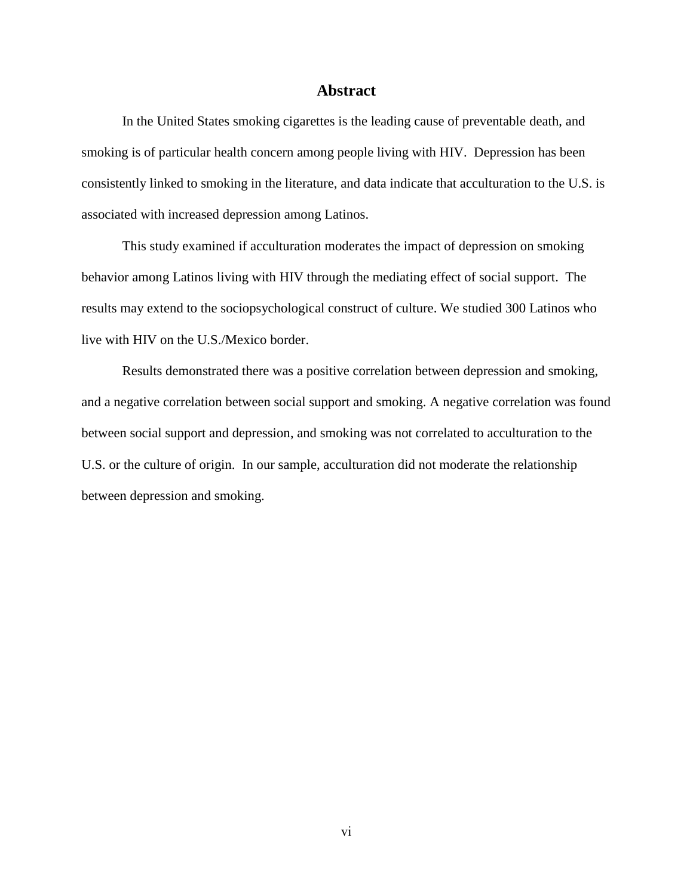# Abstract

In the United States smoking cigarettes is the leading cause of preventable death, and smoking is of particular health concern among people living with HIV. Depression has been consistently linked to smoking in the literature, and data indicate that acculturation to the U.S. is associated with increased depression among Latinos.

This study examined if acculturation moderates the impact of depression on smoking behavior among Latinos living with HIV through the mediating effect of social support. The results may extend to the sociopsychological construct of culture. We studied 300 Latinos who live with HIV on the U.S./Mexico border.

Results demonstrated there was a positive correlation between depression and smoking, and a negative correlation between social support and smoking. A negative correlation was found between social support and depression, and smoking was not correlated to acculturation to the U.S. or the culture of origin. In our sample, acculturation did not moderate the relationship between depression and smoking.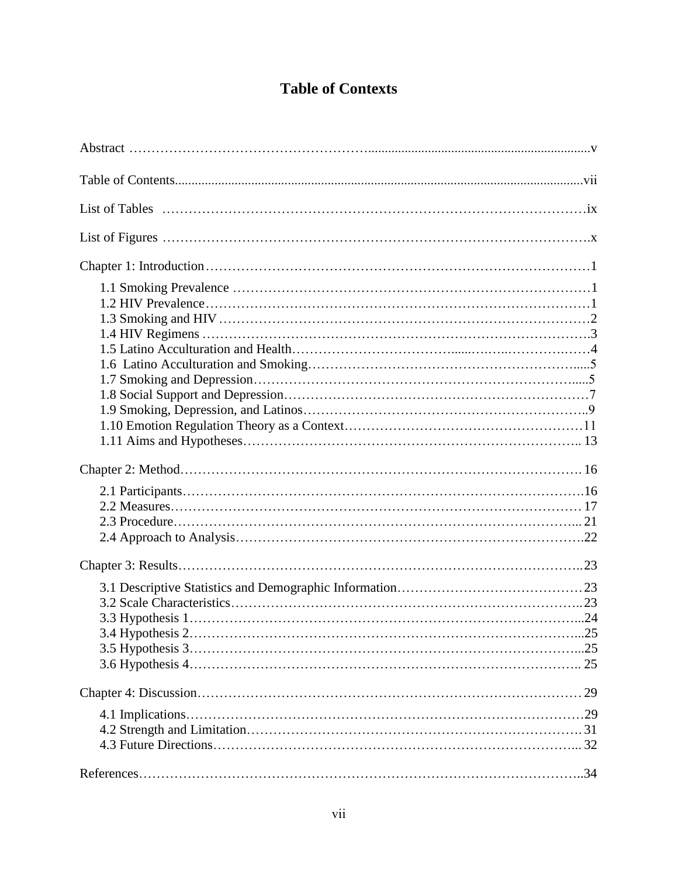# Table of Contexts

Abstract ........................................................................................................................v

Table of Contents...........................................................................................................vii

List of Tables ..................................................................................................................ix

List of Figures .................................................................................................................x

Chapter 1: Introduction......................................................................................................1

- 1.1 Smoking Prevalence ......................................................................................1
- 1.2 HIV Prevalence..............................................................................................1
- 1.3 Smoking and HIV ..........................................................................................2
- 1.4 HIV Regimens ...............................................................................................3
- 1.5 Latino Acculturation and Health......................................................................4
- 1.6 Latino Acculturation and Smoking....................................................................5
- 1.7 Smoking and Depression..................................................................................5
- 1.8 Social Support and Depression.........................................................................7
- 1.9 Smoking, Depression, and Latinos.....................................................................9
- 1.10 Emotion Regulation Theory as a Context.........................................................11
- 1.11 Aims and Hypotheses.................................................................................. 13

Chapter 2: Method.......................................................................................................... 16

- 2.1 Participants....................................................................................................16
- 2.2 Measures...................................................................................................... 17
- 2.3 Procedure..................................................................................................... 21
- 2.4 Approach to Analysis......................................................................................22

Chapter 3: Results..........................................................................................................23

- 3.1 Descriptive Statistics and Demographic Information..........................................23
- 3.2 Scale Characteristics.......................................................................................23
- 3.3 Hypothesis 1..................................................................................................24
- 3.4 Hypothesis 2..................................................................................................25
- 3.5 Hypothesis 3..................................................................................................25
- 3.6 Hypothesis 4.................................................................................................. 25

Chapter 4: Discussion...................................................................................................... 29

- 4.1 Implications...................................................................................................29
- 4.2 Strength and Limitation.................................................................................. 31
- 4.3 Future Directions........................................................................................... 32

References.....................................................................................................................34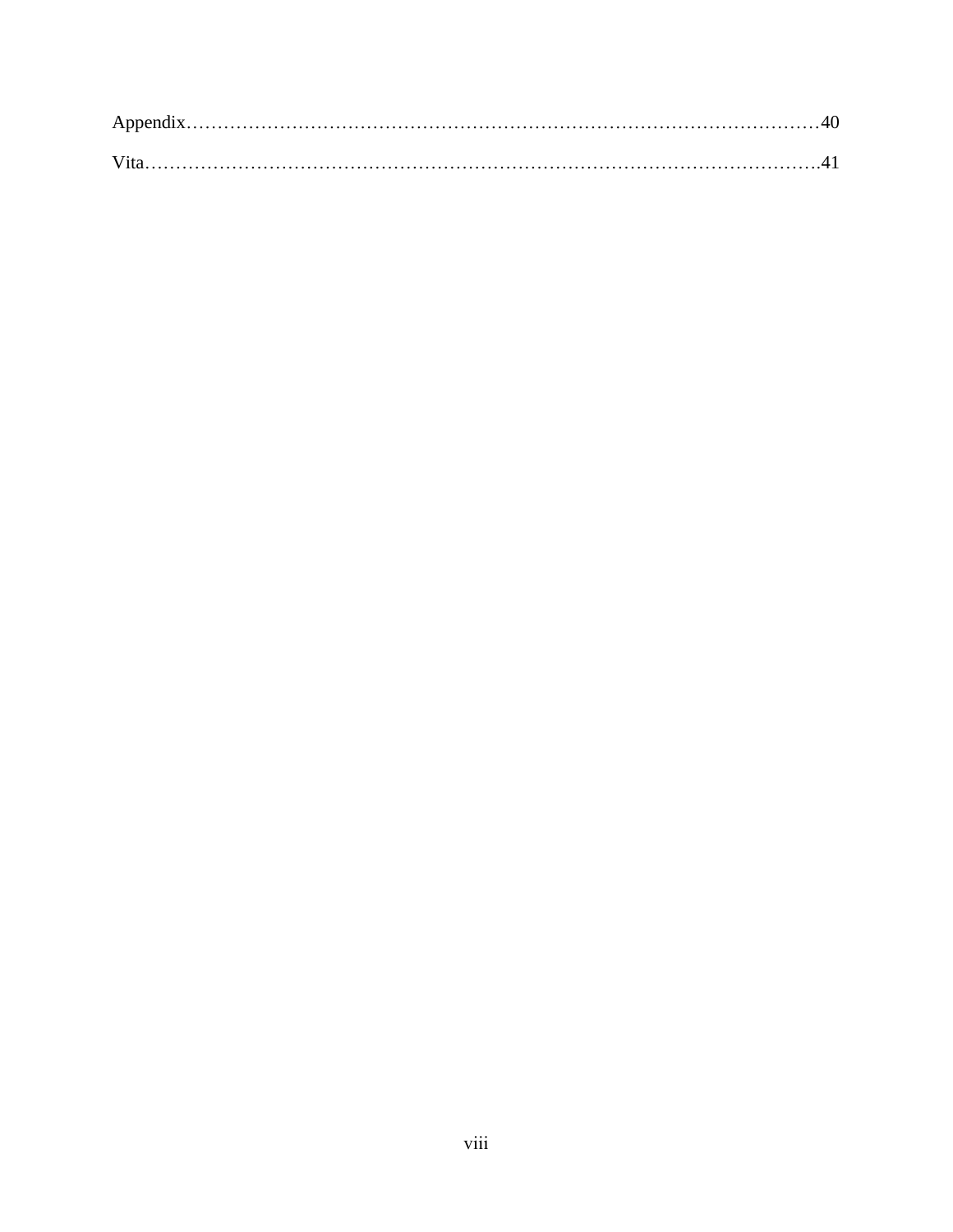Appendix……………………………………………………………………………………………40

Vita…………………………………………………………………………………………………41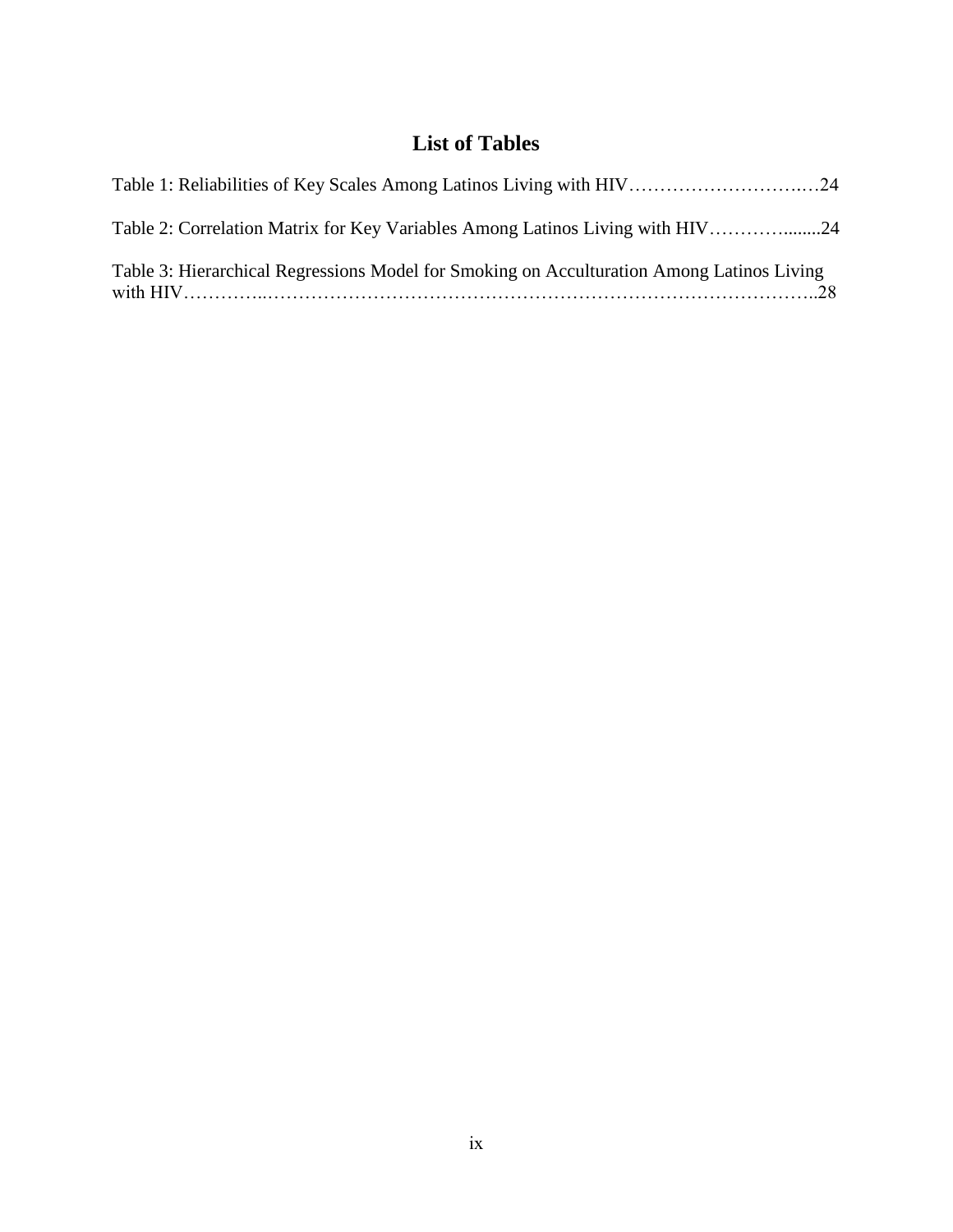# List of Tables

Table 1: Reliabilities of Key Scales Among Latinos Living with HIV……………………….…24

Table 2: Correlation Matrix for Key Variables Among Latinos Living with HIV…………........24

Table 3: Hierarchical Regressions Model for Smoking on Acculturation Among Latinos Living with HIV…………..………………………………………………………………………..28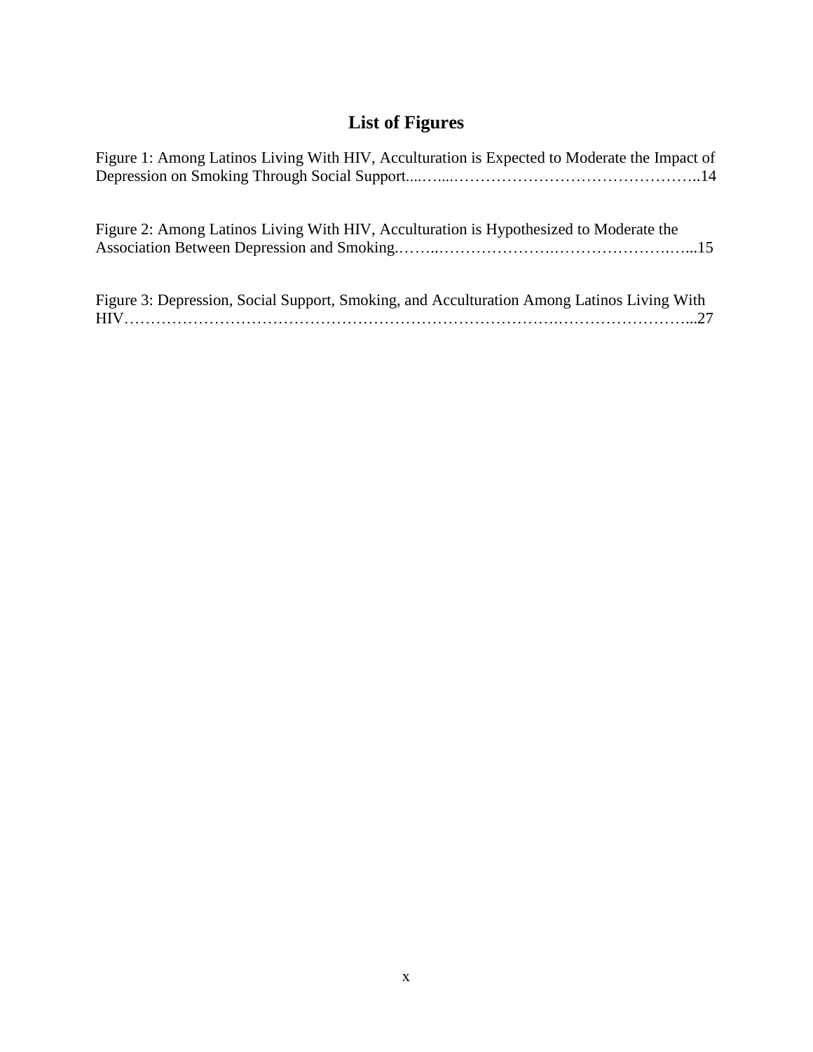# List of Figures

Figure 1: Among Latinos Living With HIV, Acculturation is Expected to Moderate the Impact of Depression on Smoking Through Social Support....…...……………………………………..14

Figure 2: Among Latinos Living With HIV, Acculturation is Hypothesized to Moderate the Association Between Depression and Smoking.……..………………….……………….…...15

Figure 3: Depression, Social Support, Smoking, and Acculturation Among Latinos Living With HIV…………………………………………………………………….……………………...27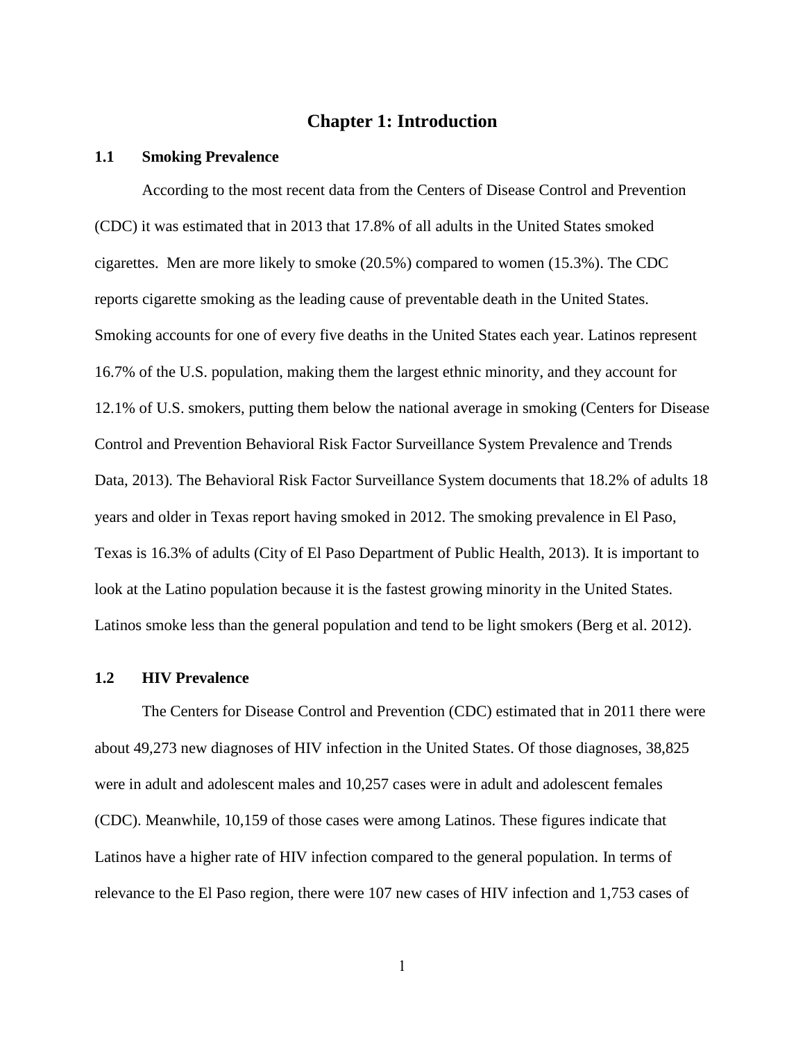# Chapter 1: Introduction

## 1.1 Smoking Prevalence

According to the most recent data from the Centers of Disease Control and Prevention (CDC) it was estimated that in 2013 that 17.8% of all adults in the United States smoked cigarettes. Men are more likely to smoke (20.5%) compared to women (15.3%). The CDC reports cigarette smoking as the leading cause of preventable death in the United States. Smoking accounts for one of every five deaths in the United States each year. Latinos represent 16.7% of the U.S. population, making them the largest ethnic minority, and they account for 12.1% of U.S. smokers, putting them below the national average in smoking (Centers for Disease Control and Prevention Behavioral Risk Factor Surveillance System Prevalence and Trends Data, 2013). The Behavioral Risk Factor Surveillance System documents that 18.2% of adults 18 years and older in Texas report having smoked in 2012. The smoking prevalence in El Paso, Texas is 16.3% of adults (City of El Paso Department of Public Health, 2013). It is important to look at the Latino population because it is the fastest growing minority in the United States. Latinos smoke less than the general population and tend to be light smokers (Berg et al. 2012).

## 1.2 HIV Prevalence

The Centers for Disease Control and Prevention (CDC) estimated that in 2011 there were about 49,273 new diagnoses of HIV infection in the United States. Of those diagnoses, 38,825 were in adult and adolescent males and 10,257 cases were in adult and adolescent females (CDC). Meanwhile, 10,159 of those cases were among Latinos. These figures indicate that Latinos have a higher rate of HIV infection compared to the general population. In terms of relevance to the El Paso region, there were 107 new cases of HIV infection and 1,753 cases of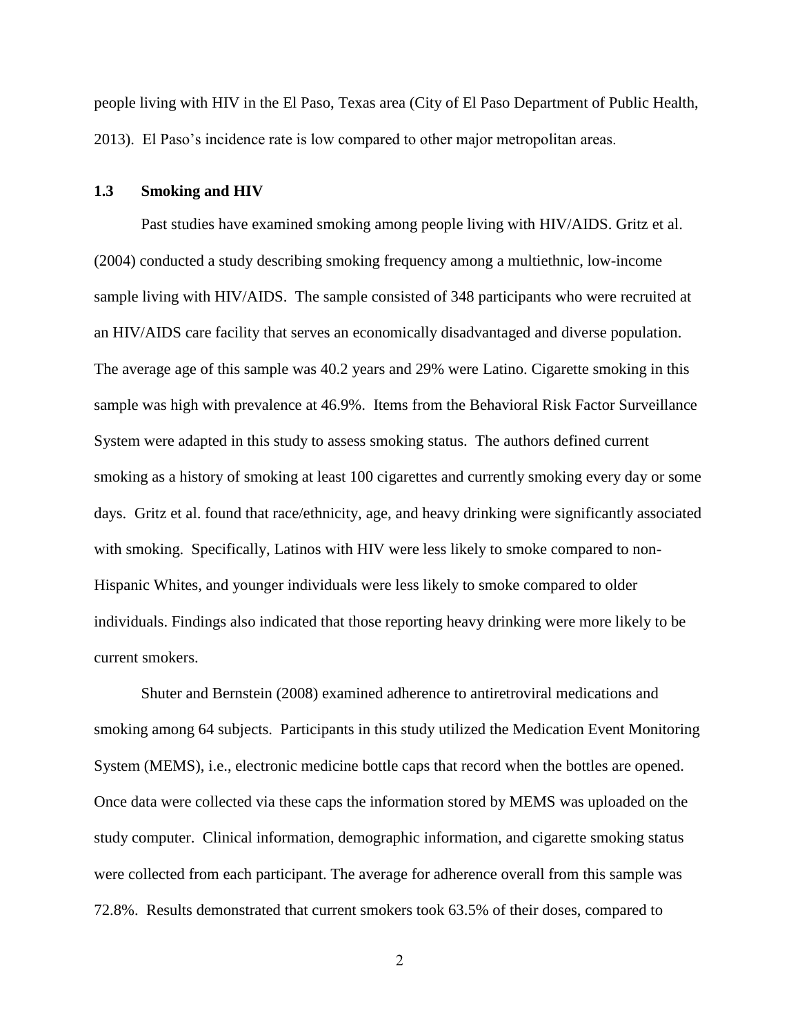people living with HIV in the El Paso, Texas area (City of El Paso Department of Public Health, 2013). El Paso's incidence rate is low compared to other major metropolitan areas.

### 1.3 Smoking and HIV

Past studies have examined smoking among people living with HIV/AIDS. Gritz et al. (2004) conducted a study describing smoking frequency among a multiethnic, low-income sample living with HIV/AIDS. The sample consisted of 348 participants who were recruited at an HIV/AIDS care facility that serves an economically disadvantaged and diverse population. The average age of this sample was 40.2 years and 29% were Latino. Cigarette smoking in this sample was high with prevalence at 46.9%. Items from the Behavioral Risk Factor Surveillance System were adapted in this study to assess smoking status. The authors defined current smoking as a history of smoking at least 100 cigarettes and currently smoking every day or some days. Gritz et al. found that race/ethnicity, age, and heavy drinking were significantly associated with smoking. Specifically, Latinos with HIV were less likely to smoke compared to non-Hispanic Whites, and younger individuals were less likely to smoke compared to older individuals. Findings also indicated that those reporting heavy drinking were more likely to be current smokers.

Shuter and Bernstein (2008) examined adherence to antiretroviral medications and smoking among 64 subjects. Participants in this study utilized the Medication Event Monitoring System (MEMS), i.e., electronic medicine bottle caps that record when the bottles are opened. Once data were collected via these caps the information stored by MEMS was uploaded on the study computer. Clinical information, demographic information, and cigarette smoking status were collected from each participant. The average for adherence overall from this sample was 72.8%. Results demonstrated that current smokers took 63.5% of their doses, compared to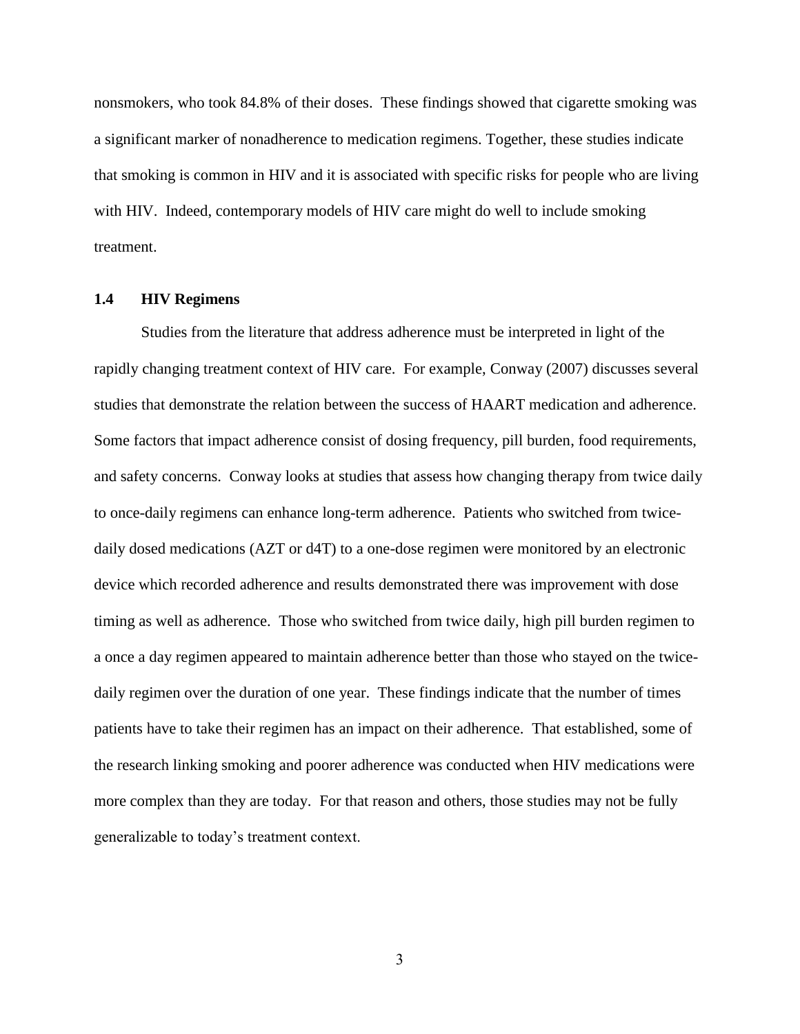nonsmokers, who took 84.8% of their doses. These findings showed that cigarette smoking was a significant marker of nonadherence to medication regimens. Together, these studies indicate that smoking is common in HIV and it is associated with specific risks for people who are living with HIV. Indeed, contemporary models of HIV care might do well to include smoking treatment.

## 1.4 HIV Regimens

Studies from the literature that address adherence must be interpreted in light of the rapidly changing treatment context of HIV care. For example, Conway (2007) discusses several studies that demonstrate the relation between the success of HAART medication and adherence. Some factors that impact adherence consist of dosing frequency, pill burden, food requirements, and safety concerns. Conway looks at studies that assess how changing therapy from twice daily to once-daily regimens can enhance long-term adherence. Patients who switched from twice-daily dosed medications (AZT or d4T) to a one-dose regimen were monitored by an electronic device which recorded adherence and results demonstrated there was improvement with dose timing as well as adherence. Those who switched from twice daily, high pill burden regimen to a once a day regimen appeared to maintain adherence better than those who stayed on the twice-daily regimen over the duration of one year. These findings indicate that the number of times patients have to take their regimen has an impact on their adherence. That established, some of the research linking smoking and poorer adherence was conducted when HIV medications were more complex than they are today. For that reason and others, those studies may not be fully generalizable to today's treatment context.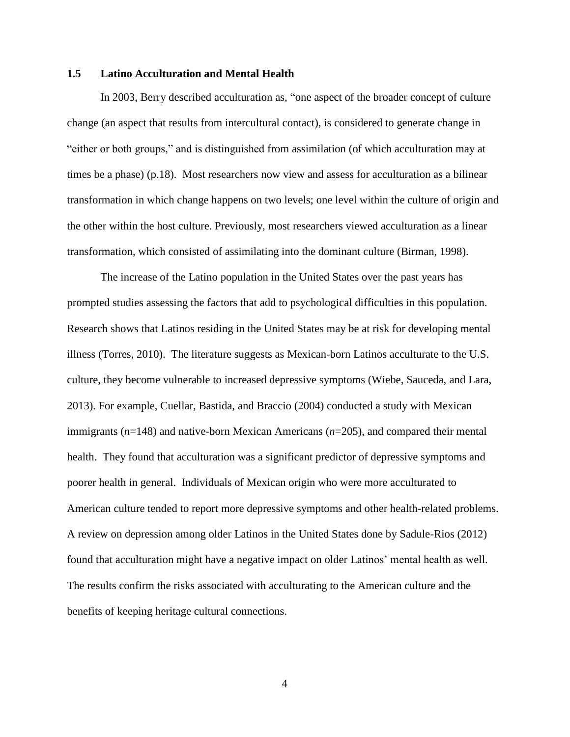## 1.5 Latino Acculturation and Mental Health

In 2003, Berry described acculturation as, "one aspect of the broader concept of culture change (an aspect that results from intercultural contact), is considered to generate change in "either or both groups," and is distinguished from assimilation (of which acculturation may at times be a phase) (p.18). Most researchers now view and assess for acculturation as a bilinear transformation in which change happens on two levels; one level within the culture of origin and the other within the host culture. Previously, most researchers viewed acculturation as a linear transformation, which consisted of assimilating into the dominant culture (Birman, 1998).

The increase of the Latino population in the United States over the past years has prompted studies assessing the factors that add to psychological difficulties in this population. Research shows that Latinos residing in the United States may be at risk for developing mental illness (Torres, 2010). The literature suggests as Mexican-born Latinos acculturate to the U.S. culture, they become vulnerable to increased depressive symptoms (Wiebe, Sauceda, and Lara, 2013). For example, Cuellar, Bastida, and Braccio (2004) conducted a study with Mexican immigrants ($n$=148) and native-born Mexican Americans ($n$=205), and compared their mental health. They found that acculturation was a significant predictor of depressive symptoms and poorer health in general. Individuals of Mexican origin who were more acculturated to American culture tended to report more depressive symptoms and other health-related problems. A review on depression among older Latinos in the United States done by Sadule-Rios (2012) found that acculturation might have a negative impact on older Latinos' mental health as well. The results confirm the risks associated with acculturating to the American culture and the benefits of keeping heritage cultural connections.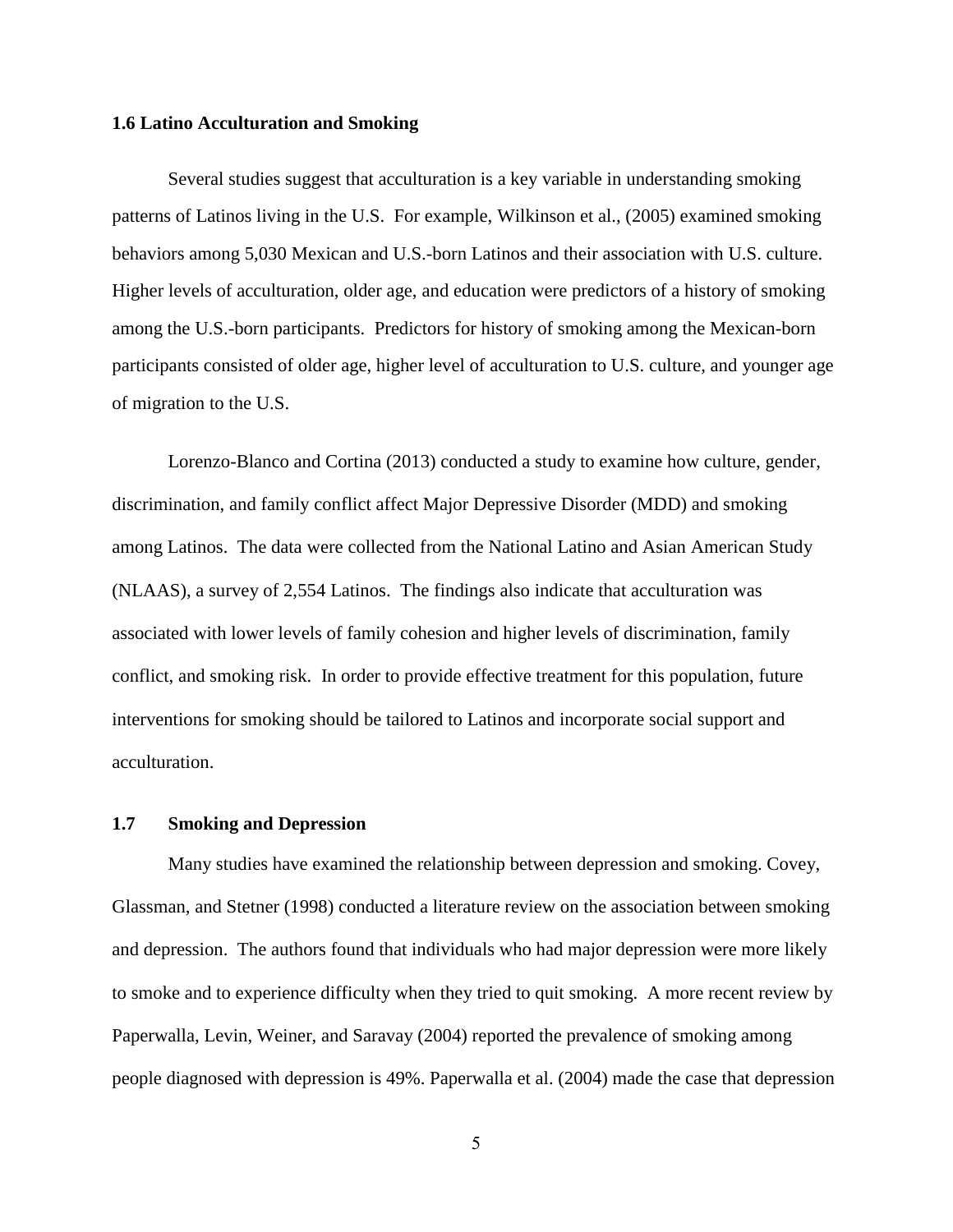### 1.6 Latino Acculturation and Smoking

Several studies suggest that acculturation is a key variable in understanding smoking patterns of Latinos living in the U.S. For example, Wilkinson et al., (2005) examined smoking behaviors among 5,030 Mexican and U.S.-born Latinos and their association with U.S. culture. Higher levels of acculturation, older age, and education were predictors of a history of smoking among the U.S.-born participants. Predictors for history of smoking among the Mexican-born participants consisted of older age, higher level of acculturation to U.S. culture, and younger age of migration to the U.S.

Lorenzo-Blanco and Cortina (2013) conducted a study to examine how culture, gender, discrimination, and family conflict affect Major Depressive Disorder (MDD) and smoking among Latinos. The data were collected from the National Latino and Asian American Study (NLAAS), a survey of 2,554 Latinos. The findings also indicate that acculturation was associated with lower levels of family cohesion and higher levels of discrimination, family conflict, and smoking risk. In order to provide effective treatment for this population, future interventions for smoking should be tailored to Latinos and incorporate social support and acculturation.

### 1.7 Smoking and Depression

Many studies have examined the relationship between depression and smoking. Covey, Glassman, and Stetner (1998) conducted a literature review on the association between smoking and depression. The authors found that individuals who had major depression were more likely to smoke and to experience difficulty when they tried to quit smoking. A more recent review by Paperwalla, Levin, Weiner, and Saravay (2004) reported the prevalence of smoking among people diagnosed with depression is 49%. Paperwalla et al. (2004) made the case that depression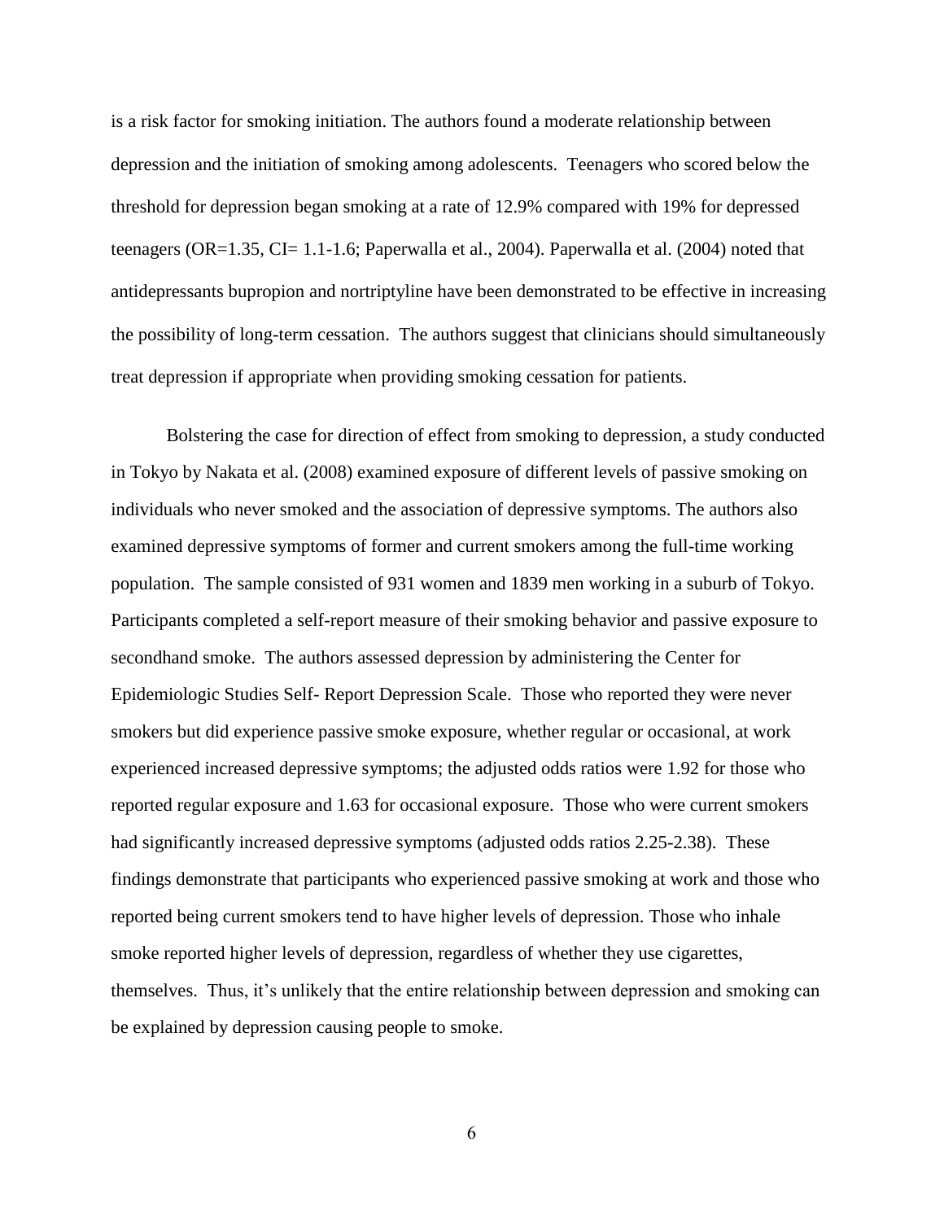is a risk factor for smoking initiation. The authors found a moderate relationship between depression and the initiation of smoking among adolescents. Teenagers who scored below the threshold for depression began smoking at a rate of 12.9% compared with 19% for depressed teenagers (OR=1.35, CI= 1.1-1.6; Paperwalla et al., 2004). Paperwalla et al. (2004) noted that antidepressants bupropion and nortriptyline have been demonstrated to be effective in increasing the possibility of long-term cessation. The authors suggest that clinicians should simultaneously treat depression if appropriate when providing smoking cessation for patients.

Bolstering the case for direction of effect from smoking to depression, a study conducted in Tokyo by Nakata et al. (2008) examined exposure of different levels of passive smoking on individuals who never smoked and the association of depressive symptoms. The authors also examined depressive symptoms of former and current smokers among the full-time working population. The sample consisted of 931 women and 1839 men working in a suburb of Tokyo. Participants completed a self-report measure of their smoking behavior and passive exposure to secondhand smoke. The authors assessed depression by administering the Center for Epidemiologic Studies Self- Report Depression Scale. Those who reported they were never smokers but did experience passive smoke exposure, whether regular or occasional, at work experienced increased depressive symptoms; the adjusted odds ratios were 1.92 for those who reported regular exposure and 1.63 for occasional exposure. Those who were current smokers had significantly increased depressive symptoms (adjusted odds ratios 2.25-2.38). These findings demonstrate that participants who experienced passive smoking at work and those who reported being current smokers tend to have higher levels of depression. Those who inhale smoke reported higher levels of depression, regardless of whether they use cigarettes, themselves. Thus, it's unlikely that the entire relationship between depression and smoking can be explained by depression causing people to smoke.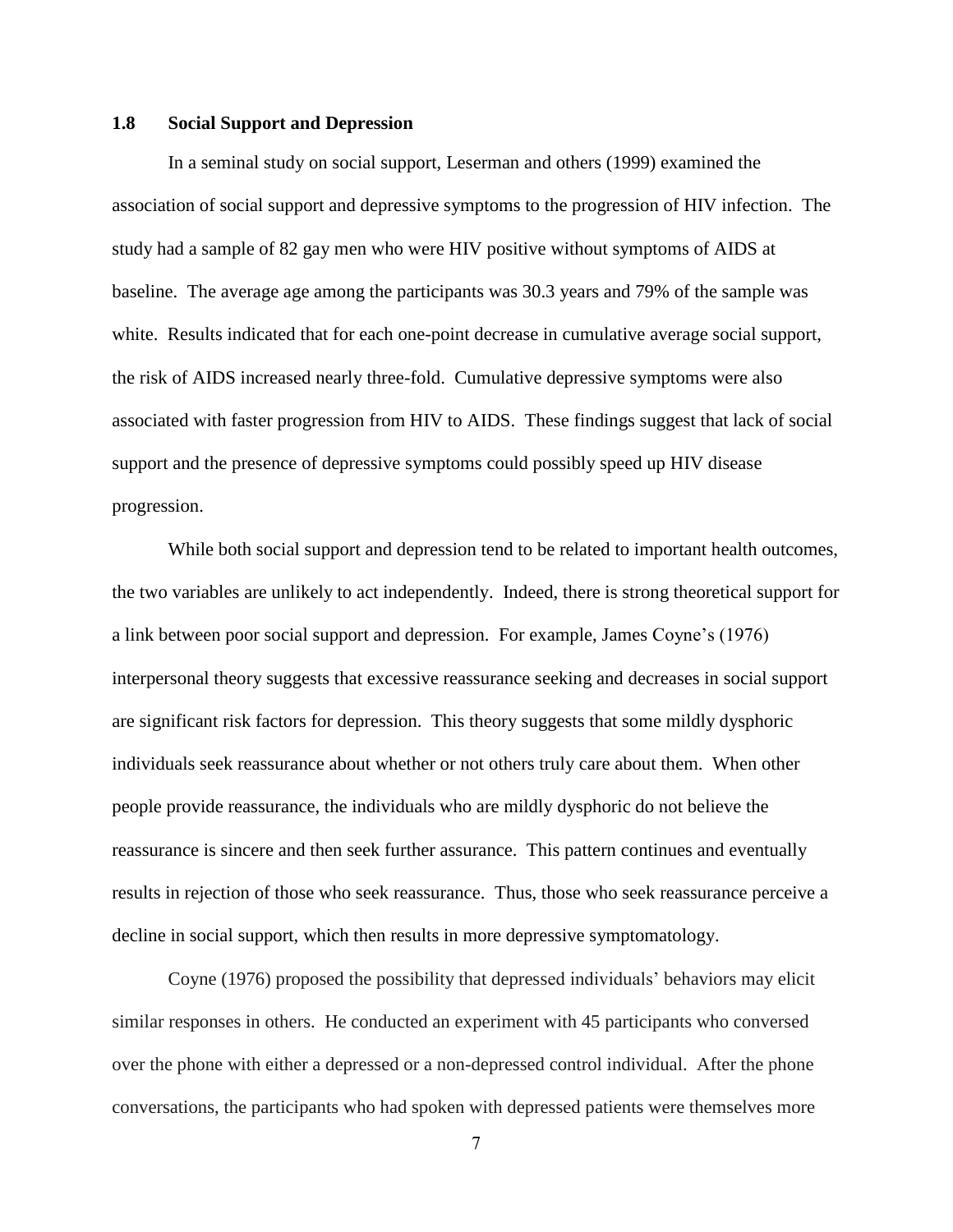## 1.8 Social Support and Depression

In a seminal study on social support, Leserman and others (1999) examined the association of social support and depressive symptoms to the progression of HIV infection. The study had a sample of 82 gay men who were HIV positive without symptoms of AIDS at baseline. The average age among the participants was 30.3 years and 79% of the sample was white. Results indicated that for each one-point decrease in cumulative average social support, the risk of AIDS increased nearly three-fold. Cumulative depressive symptoms were also associated with faster progression from HIV to AIDS. These findings suggest that lack of social support and the presence of depressive symptoms could possibly speed up HIV disease progression.

While both social support and depression tend to be related to important health outcomes, the two variables are unlikely to act independently. Indeed, there is strong theoretical support for a link between poor social support and depression. For example, James Coyne's (1976) interpersonal theory suggests that excessive reassurance seeking and decreases in social support are significant risk factors for depression. This theory suggests that some mildly dysphoric individuals seek reassurance about whether or not others truly care about them. When other people provide reassurance, the individuals who are mildly dysphoric do not believe the reassurance is sincere and then seek further assurance. This pattern continues and eventually results in rejection of those who seek reassurance. Thus, those who seek reassurance perceive a decline in social support, which then results in more depressive symptomatology.

Coyne (1976) proposed the possibility that depressed individuals' behaviors may elicit similar responses in others. He conducted an experiment with 45 participants who conversed over the phone with either a depressed or a non-depressed control individual. After the phone conversations, the participants who had spoken with depressed patients were themselves more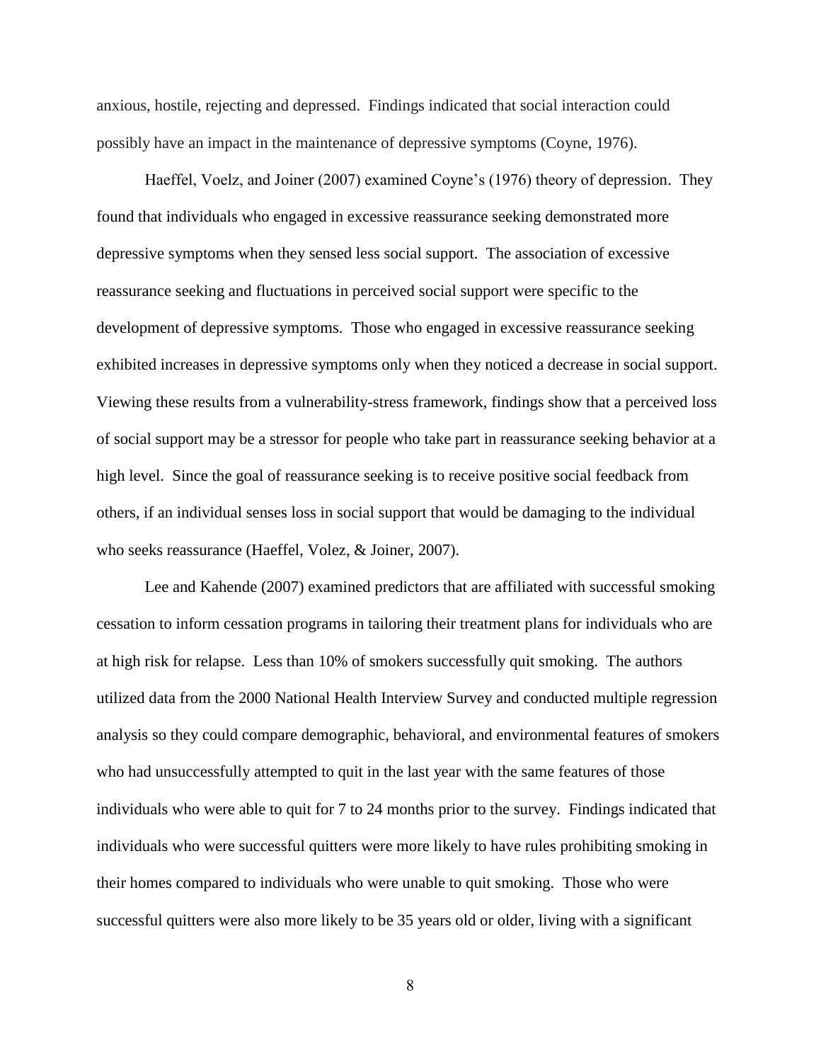anxious, hostile, rejecting and depressed. Findings indicated that social interaction could possibly have an impact in the maintenance of depressive symptoms (Coyne, 1976).

Haeffel, Voelz, and Joiner (2007) examined Coyne's (1976) theory of depression. They found that individuals who engaged in excessive reassurance seeking demonstrated more depressive symptoms when they sensed less social support. The association of excessive reassurance seeking and fluctuations in perceived social support were specific to the development of depressive symptoms. Those who engaged in excessive reassurance seeking exhibited increases in depressive symptoms only when they noticed a decrease in social support. Viewing these results from a vulnerability-stress framework, findings show that a perceived loss of social support may be a stressor for people who take part in reassurance seeking behavior at a high level. Since the goal of reassurance seeking is to receive positive social feedback from others, if an individual senses loss in social support that would be damaging to the individual who seeks reassurance (Haeffel, Volez, & Joiner, 2007).

Lee and Kahende (2007) examined predictors that are affiliated with successful smoking cessation to inform cessation programs in tailoring their treatment plans for individuals who are at high risk for relapse. Less than 10% of smokers successfully quit smoking. The authors utilized data from the 2000 National Health Interview Survey and conducted multiple regression analysis so they could compare demographic, behavioral, and environmental features of smokers who had unsuccessfully attempted to quit in the last year with the same features of those individuals who were able to quit for 7 to 24 months prior to the survey. Findings indicated that individuals who were successful quitters were more likely to have rules prohibiting smoking in their homes compared to individuals who were unable to quit smoking. Those who were successful quitters were also more likely to be 35 years old or older, living with a significant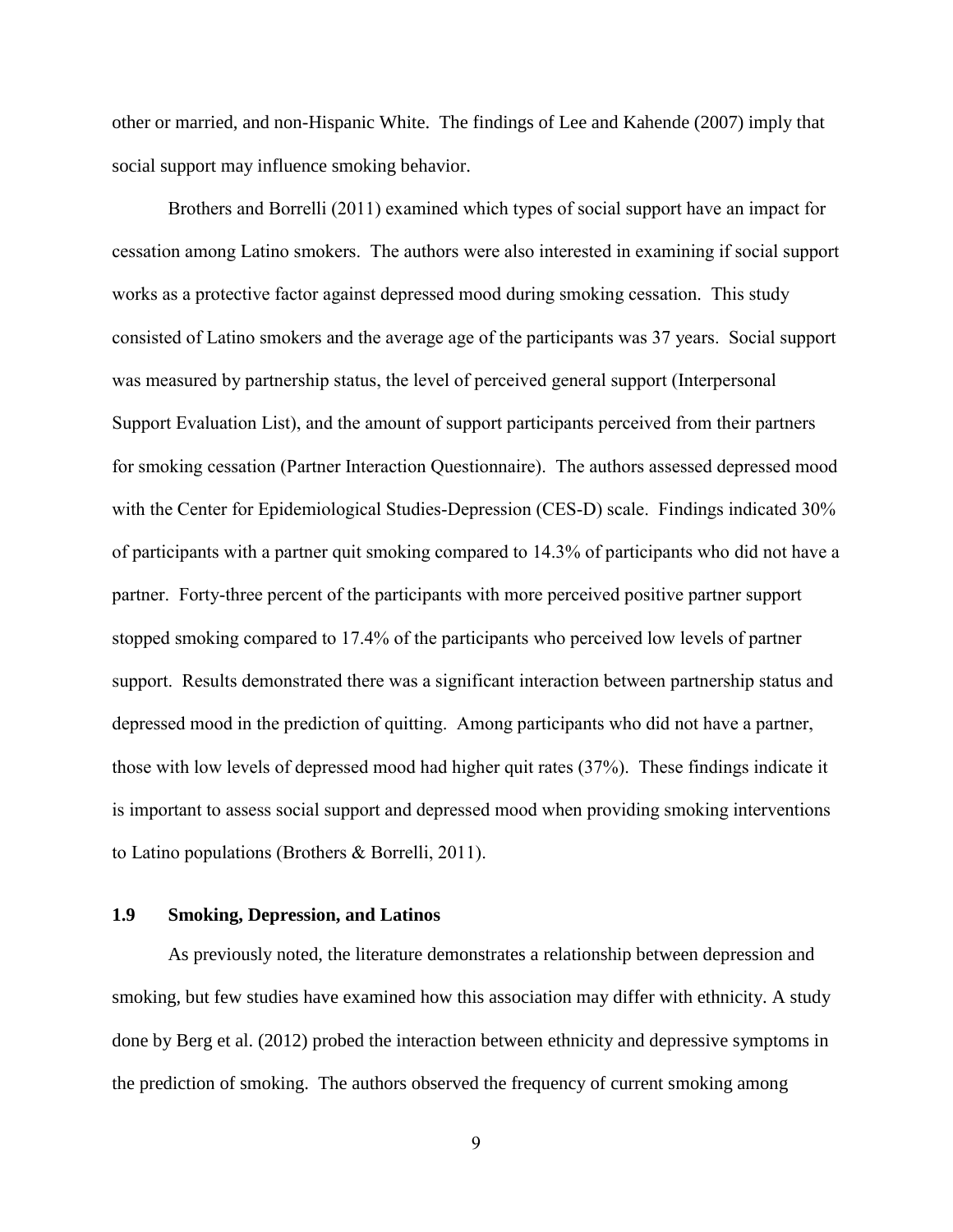other or married, and non-Hispanic White. The findings of Lee and Kahende (2007) imply that social support may influence smoking behavior.

Brothers and Borrelli (2011) examined which types of social support have an impact for cessation among Latino smokers. The authors were also interested in examining if social support works as a protective factor against depressed mood during smoking cessation. This study consisted of Latino smokers and the average age of the participants was 37 years. Social support was measured by partnership status, the level of perceived general support (Interpersonal Support Evaluation List), and the amount of support participants perceived from their partners for smoking cessation (Partner Interaction Questionnaire). The authors assessed depressed mood with the Center for Epidemiological Studies-Depression (CES-D) scale. Findings indicated 30% of participants with a partner quit smoking compared to 14.3% of participants who did not have a partner. Forty-three percent of the participants with more perceived positive partner support stopped smoking compared to 17.4% of the participants who perceived low levels of partner support. Results demonstrated there was a significant interaction between partnership status and depressed mood in the prediction of quitting. Among participants who did not have a partner, those with low levels of depressed mood had higher quit rates (37%). These findings indicate it is important to assess social support and depressed mood when providing smoking interventions to Latino populations (Brothers & Borrelli, 2011).

### 1.9 Smoking, Depression, and Latinos

As previously noted, the literature demonstrates a relationship between depression and smoking, but few studies have examined how this association may differ with ethnicity. A study done by Berg et al. (2012) probed the interaction between ethnicity and depressive symptoms in the prediction of smoking. The authors observed the frequency of current smoking among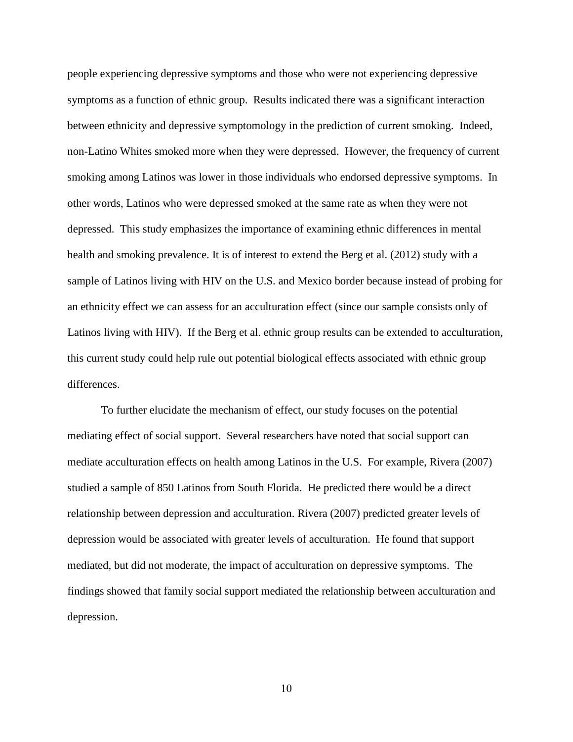people experiencing depressive symptoms and those who were not experiencing depressive symptoms as a function of ethnic group. Results indicated there was a significant interaction between ethnicity and depressive symptomology in the prediction of current smoking. Indeed, non-Latino Whites smoked more when they were depressed. However, the frequency of current smoking among Latinos was lower in those individuals who endorsed depressive symptoms. In other words, Latinos who were depressed smoked at the same rate as when they were not depressed. This study emphasizes the importance of examining ethnic differences in mental health and smoking prevalence. It is of interest to extend the Berg et al. (2012) study with a sample of Latinos living with HIV on the U.S. and Mexico border because instead of probing for an ethnicity effect we can assess for an acculturation effect (since our sample consists only of Latinos living with HIV). If the Berg et al. ethnic group results can be extended to acculturation, this current study could help rule out potential biological effects associated with ethnic group differences.

To further elucidate the mechanism of effect, our study focuses on the potential mediating effect of social support. Several researchers have noted that social support can mediate acculturation effects on health among Latinos in the U.S. For example, Rivera (2007) studied a sample of 850 Latinos from South Florida. He predicted there would be a direct relationship between depression and acculturation. Rivera (2007) predicted greater levels of depression would be associated with greater levels of acculturation. He found that support mediated, but did not moderate, the impact of acculturation on depressive symptoms. The findings showed that family social support mediated the relationship between acculturation and depression.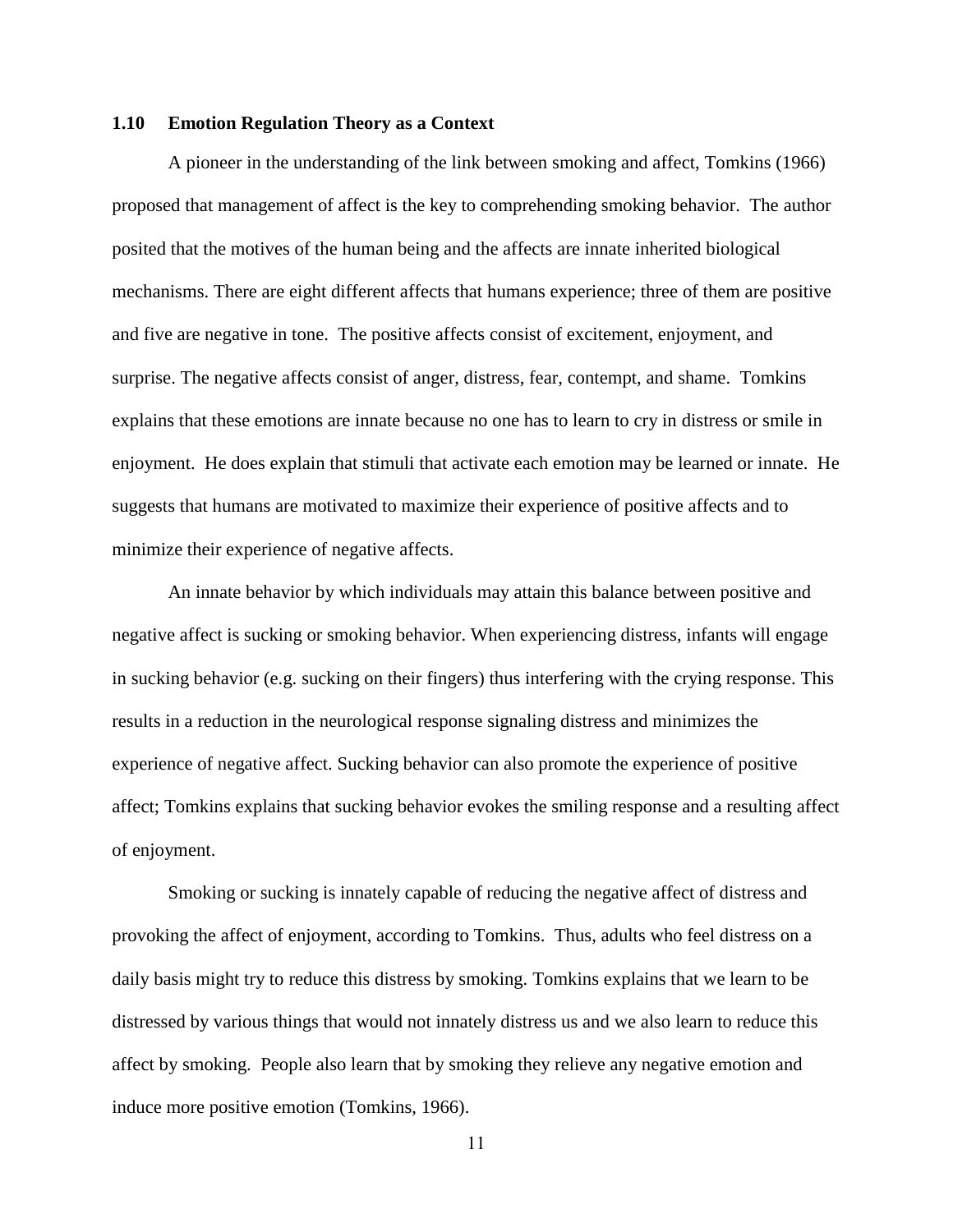## 1.10 Emotion Regulation Theory as a Context

A pioneer in the understanding of the link between smoking and affect, Tomkins (1966) proposed that management of affect is the key to comprehending smoking behavior. The author posited that the motives of the human being and the affects are innate inherited biological mechanisms. There are eight different affects that humans experience; three of them are positive and five are negative in tone. The positive affects consist of excitement, enjoyment, and surprise. The negative affects consist of anger, distress, fear, contempt, and shame. Tomkins explains that these emotions are innate because no one has to learn to cry in distress or smile in enjoyment. He does explain that stimuli that activate each emotion may be learned or innate. He suggests that humans are motivated to maximize their experience of positive affects and to minimize their experience of negative affects.

An innate behavior by which individuals may attain this balance between positive and negative affect is sucking or smoking behavior. When experiencing distress, infants will engage in sucking behavior (e.g. sucking on their fingers) thus interfering with the crying response. This results in a reduction in the neurological response signaling distress and minimizes the experience of negative affect. Sucking behavior can also promote the experience of positive affect; Tomkins explains that sucking behavior evokes the smiling response and a resulting affect of enjoyment.

Smoking or sucking is innately capable of reducing the negative affect of distress and provoking the affect of enjoyment, according to Tomkins. Thus, adults who feel distress on a daily basis might try to reduce this distress by smoking. Tomkins explains that we learn to be distressed by various things that would not innately distress us and we also learn to reduce this affect by smoking. People also learn that by smoking they relieve any negative emotion and induce more positive emotion (Tomkins, 1966).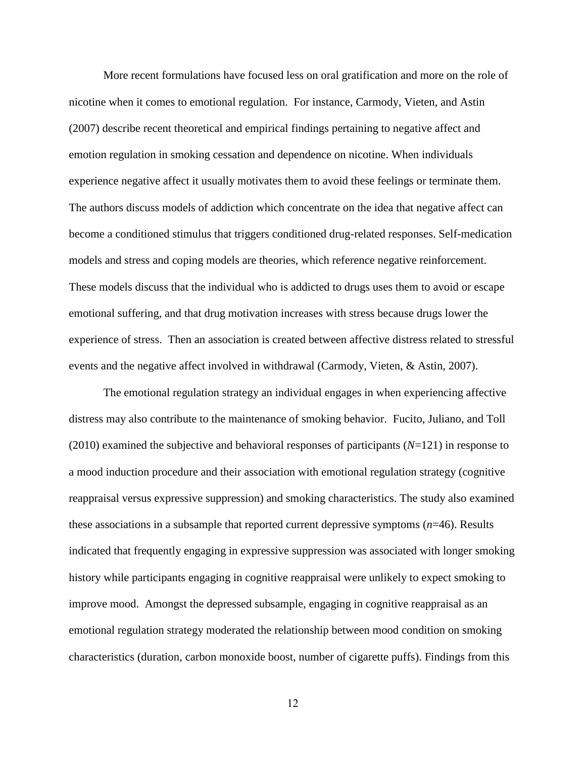More recent formulations have focused less on oral gratification and more on the role of nicotine when it comes to emotional regulation. For instance, Carmody, Vieten, and Astin (2007) describe recent theoretical and empirical findings pertaining to negative affect and emotion regulation in smoking cessation and dependence on nicotine. When individuals experience negative affect it usually motivates them to avoid these feelings or terminate them. The authors discuss models of addiction which concentrate on the idea that negative affect can become a conditioned stimulus that triggers conditioned drug-related responses. Self-medication models and stress and coping models are theories, which reference negative reinforcement. These models discuss that the individual who is addicted to drugs uses them to avoid or escape emotional suffering, and that drug motivation increases with stress because drugs lower the experience of stress. Then an association is created between affective distress related to stressful events and the negative affect involved in withdrawal (Carmody, Vieten, & Astin, 2007).

The emotional regulation strategy an individual engages in when experiencing affective distress may also contribute to the maintenance of smoking behavior. Fucito, Juliano, and Toll (2010) examined the subjective and behavioral responses of participants ($N$=121) in response to a mood induction procedure and their association with emotional regulation strategy (cognitive reappraisal versus expressive suppression) and smoking characteristics. The study also examined these associations in a subsample that reported current depressive symptoms ($n$=46). Results indicated that frequently engaging in expressive suppression was associated with longer smoking history while participants engaging in cognitive reappraisal were unlikely to expect smoking to improve mood. Amongst the depressed subsample, engaging in cognitive reappraisal as an emotional regulation strategy moderated the relationship between mood condition on smoking characteristics (duration, carbon monoxide boost, number of cigarette puffs). Findings from this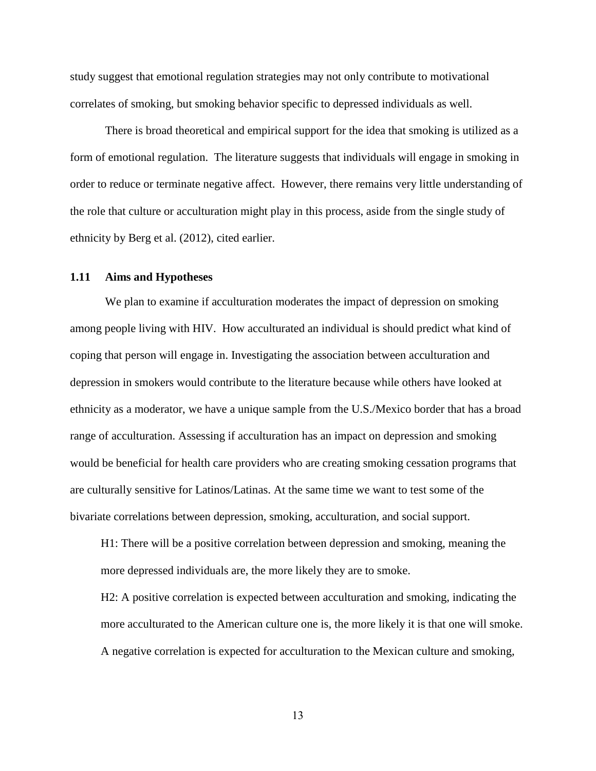study suggest that emotional regulation strategies may not only contribute to motivational correlates of smoking, but smoking behavior specific to depressed individuals as well.

There is broad theoretical and empirical support for the idea that smoking is utilized as a form of emotional regulation. The literature suggests that individuals will engage in smoking in order to reduce or terminate negative affect. However, there remains very little understanding of the role that culture or acculturation might play in this process, aside from the single study of ethnicity by Berg et al. (2012), cited earlier.

### 1.11 Aims and Hypotheses

We plan to examine if acculturation moderates the impact of depression on smoking among people living with HIV. How acculturated an individual is should predict what kind of coping that person will engage in. Investigating the association between acculturation and depression in smokers would contribute to the literature because while others have looked at ethnicity as a moderator, we have a unique sample from the U.S./Mexico border that has a broad range of acculturation. Assessing if acculturation has an impact on depression and smoking would be beneficial for health care providers who are creating smoking cessation programs that are culturally sensitive for Latinos/Latinas. At the same time we want to test some of the bivariate correlations between depression, smoking, acculturation, and social support.

H1: There will be a positive correlation between depression and smoking, meaning the more depressed individuals are, the more likely they are to smoke.

H2: A positive correlation is expected between acculturation and smoking, indicating the more acculturated to the American culture one is, the more likely it is that one will smoke. A negative correlation is expected for acculturation to the Mexican culture and smoking,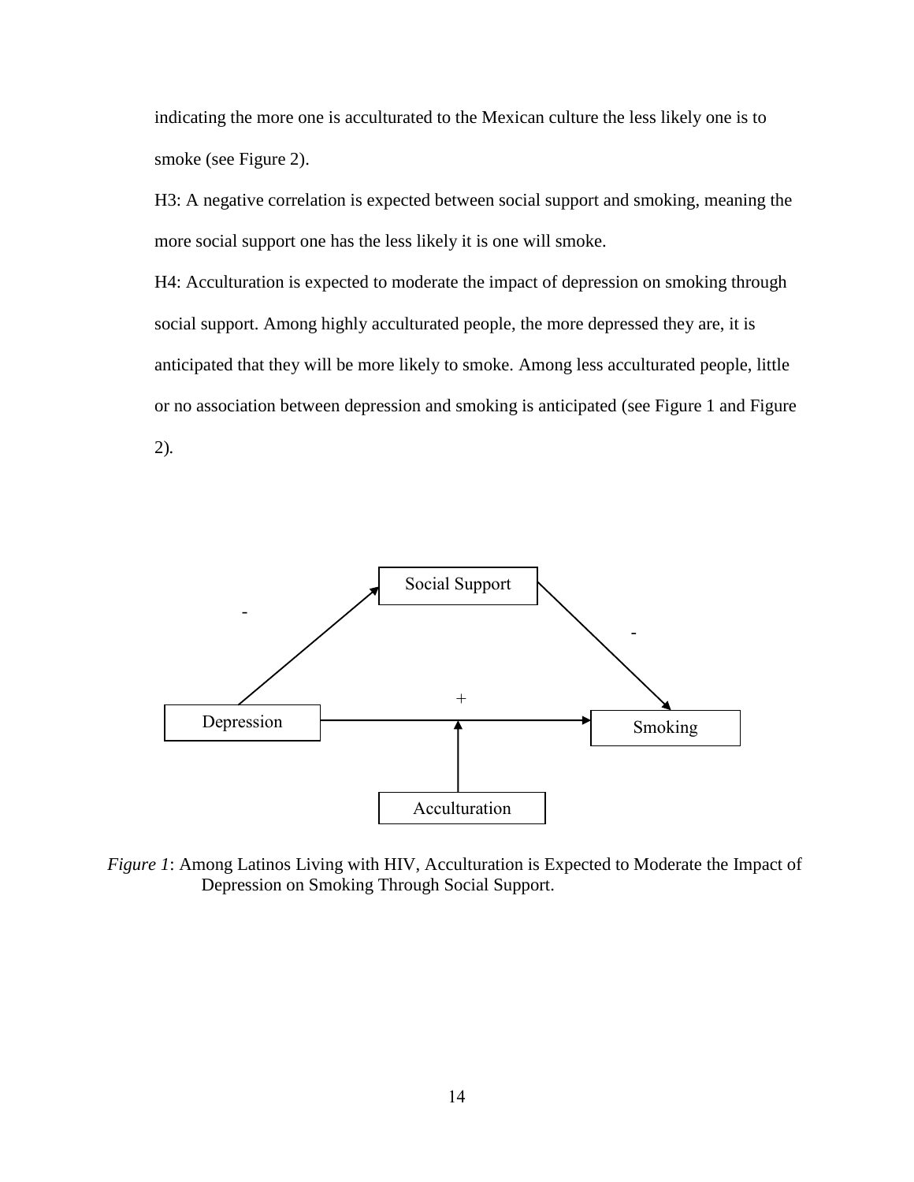indicating the more one is acculturated to the Mexican culture the less likely one is to smoke (see Figure 2).

H3: A negative correlation is expected between social support and smoking, meaning the more social support one has the less likely it is one will smoke.

H4: Acculturation is expected to moderate the impact of depression on smoking through social support. Among highly acculturated people, the more depressed they are, it is anticipated that they will be more likely to smoke. Among less acculturated people, little or no association between depression and smoking is anticipated (see Figure 1 and Figure 2).

*Figure 1*: Among Latinos Living with HIV, Acculturation is Expected to Moderate the Impact of Depression on Smoking Through Social Support.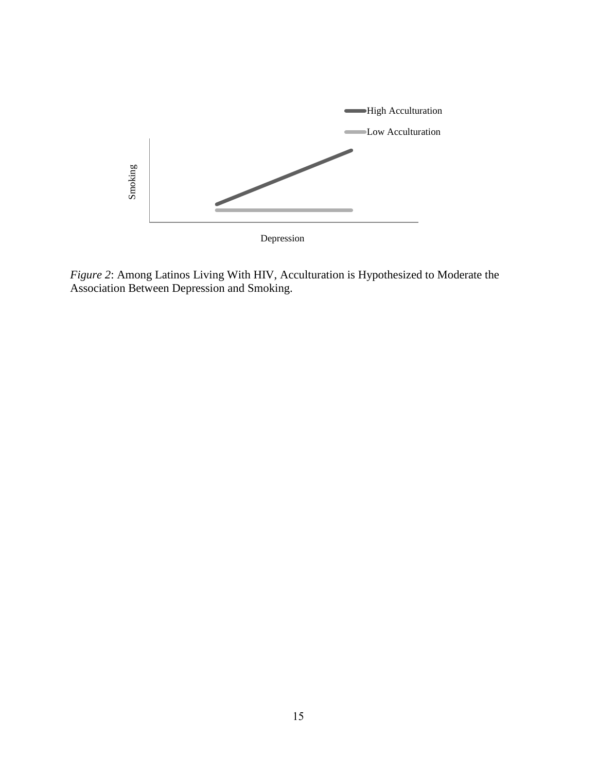*Figure 2*: Among Latinos Living With HIV, Acculturation is Hypothesized to Moderate the Association Between Depression and Smoking.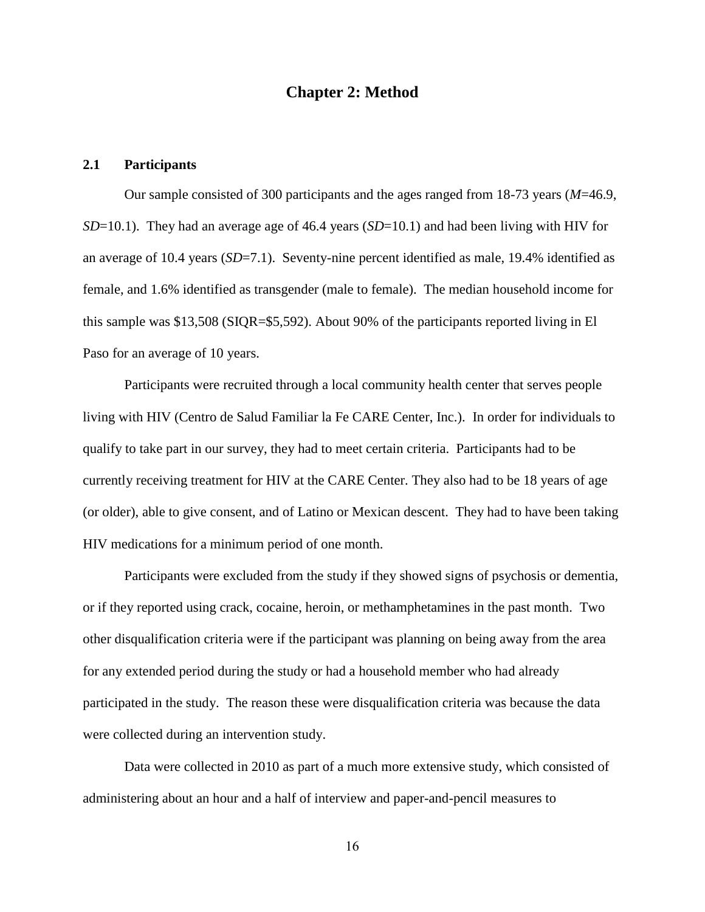# Chapter 2: Method

## 2.1 Participants

Our sample consisted of 300 participants and the ages ranged from 18-73 years (*M*=46.9, *SD*=10.1). They had an average age of 46.4 years (*SD*=10.1) and had been living with HIV for an average of 10.4 years (*SD*=7.1). Seventy-nine percent identified as male, 19.4% identified as female, and 1.6% identified as transgender (male to female). The median household income for this sample was $13,508 (SIQR=$5,592). About 90% of the participants reported living in El Paso for an average of 10 years.

Participants were recruited through a local community health center that serves people living with HIV (Centro de Salud Familiar la Fe CARE Center, Inc.). In order for individuals to qualify to take part in our survey, they had to meet certain criteria. Participants had to be currently receiving treatment for HIV at the CARE Center. They also had to be 18 years of age (or older), able to give consent, and of Latino or Mexican descent. They had to have been taking HIV medications for a minimum period of one month.

Participants were excluded from the study if they showed signs of psychosis or dementia, or if they reported using crack, cocaine, heroin, or methamphetamines in the past month. Two other disqualification criteria were if the participant was planning on being away from the area for any extended period during the study or had a household member who had already participated in the study. The reason these were disqualification criteria was because the data were collected during an intervention study.

Data were collected in 2010 as part of a much more extensive study, which consisted of administering about an hour and a half of interview and paper-and-pencil measures to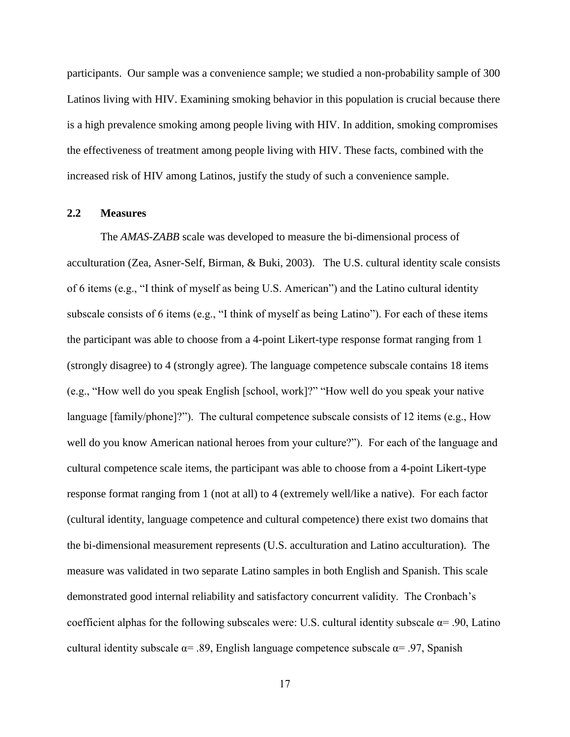participants. Our sample was a convenience sample; we studied a non-probability sample of 300 Latinos living with HIV. Examining smoking behavior in this population is crucial because there is a high prevalence smoking among people living with HIV. In addition, smoking compromises the effectiveness of treatment among people living with HIV. These facts, combined with the increased risk of HIV among Latinos, justify the study of such a convenience sample.

### 2.2 Measures

The *AMAS-ZABB* scale was developed to measure the bi-dimensional process of acculturation (Zea, Asner-Self, Birman, & Buki, 2003). The U.S. cultural identity scale consists of 6 items (e.g., "I think of myself as being U.S. American") and the Latino cultural identity subscale consists of 6 items (e.g., "I think of myself as being Latino"). For each of these items the participant was able to choose from a 4-point Likert-type response format ranging from 1 (strongly disagree) to 4 (strongly agree). The language competence subscale contains 18 items (e.g., "How well do you speak English [school, work]?" "How well do you speak your native language [family/phone]?"). The cultural competence subscale consists of 12 items (e.g., How well do you know American national heroes from your culture?"). For each of the language and cultural competence scale items, the participant was able to choose from a 4-point Likert-type response format ranging from 1 (not at all) to 4 (extremely well/like a native). For each factor (cultural identity, language competence and cultural competence) there exist two domains that the bi-dimensional measurement represents (U.S. acculturation and Latino acculturation). The measure was validated in two separate Latino samples in both English and Spanish. This scale demonstrated good internal reliability and satisfactory concurrent validity. The Cronbach's coefficient alphas for the following subscales were: U.S. cultural identity subscale $\alpha = .90$, Latino cultural identity subscale $\alpha = .89$, English language competence subscale $\alpha = .97$, Spanish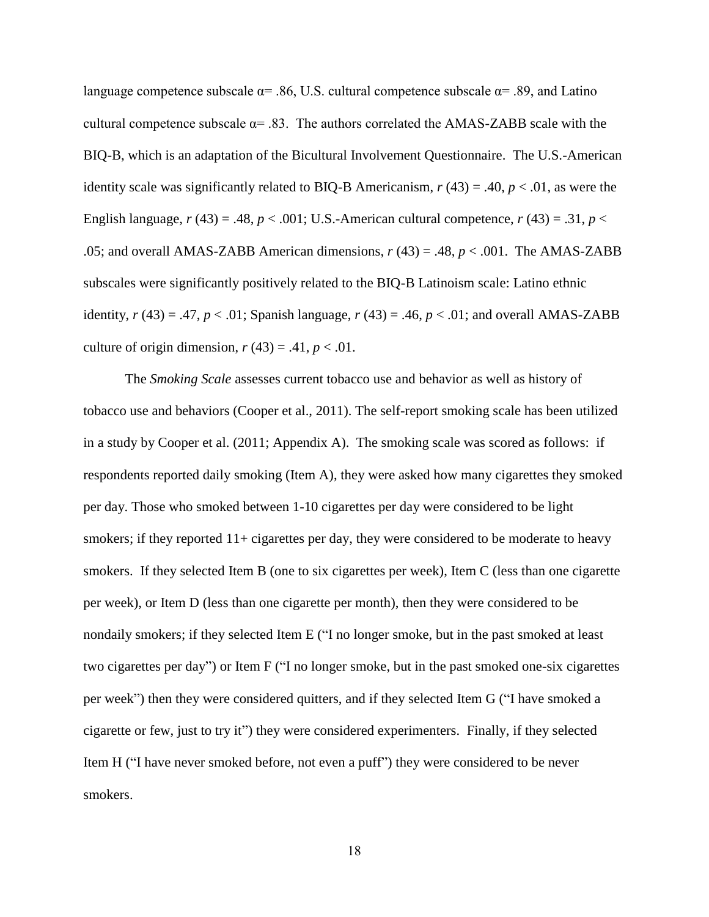language competence subscale α= .86, U.S. cultural competence subscale α= .89, and Latino cultural competence subscale α= .83. The authors correlated the AMAS-ZABB scale with the BIQ-B, which is an adaptation of the Bicultural Involvement Questionnaire. The U.S.-American identity scale was significantly related to BIQ-B Americanism, $r$ (43) = .40, $p < .01$, as were the English language, $r$ (43) = .48, $p < .001$; U.S.-American cultural competence, $r$ (43) = .31, $p < .05$; and overall AMAS-ZABB American dimensions, $r$ (43) = .48, $p < .001$. The AMAS-ZABB subscales were significantly positively related to the BIQ-B Latinoism scale: Latino ethnic identity, $r$ (43) = .47, $p < .01$; Spanish language, $r$ (43) = .46, $p < .01$; and overall AMAS-ZABB culture of origin dimension, $r$ (43) = .41, $p < .01$.

The *Smoking Scale* assesses current tobacco use and behavior as well as history of tobacco use and behaviors (Cooper et al., 2011). The self-report smoking scale has been utilized in a study by Cooper et al. (2011; Appendix A). The smoking scale was scored as follows: if respondents reported daily smoking (Item A), they were asked how many cigarettes they smoked per day. Those who smoked between 1-10 cigarettes per day were considered to be light smokers; if they reported 11+ cigarettes per day, they were considered to be moderate to heavy smokers. If they selected Item B (one to six cigarettes per week), Item C (less than one cigarette per week), or Item D (less than one cigarette per month), then they were considered to be nondaily smokers; if they selected Item E ("I no longer smoke, but in the past smoked at least two cigarettes per day") or Item F ("I no longer smoke, but in the past smoked one-six cigarettes per week") then they were considered quitters, and if they selected Item G ("I have smoked a cigarette or few, just to try it") they were considered experimenters. Finally, if they selected Item H ("I have never smoked before, not even a puff") they were considered to be never smokers.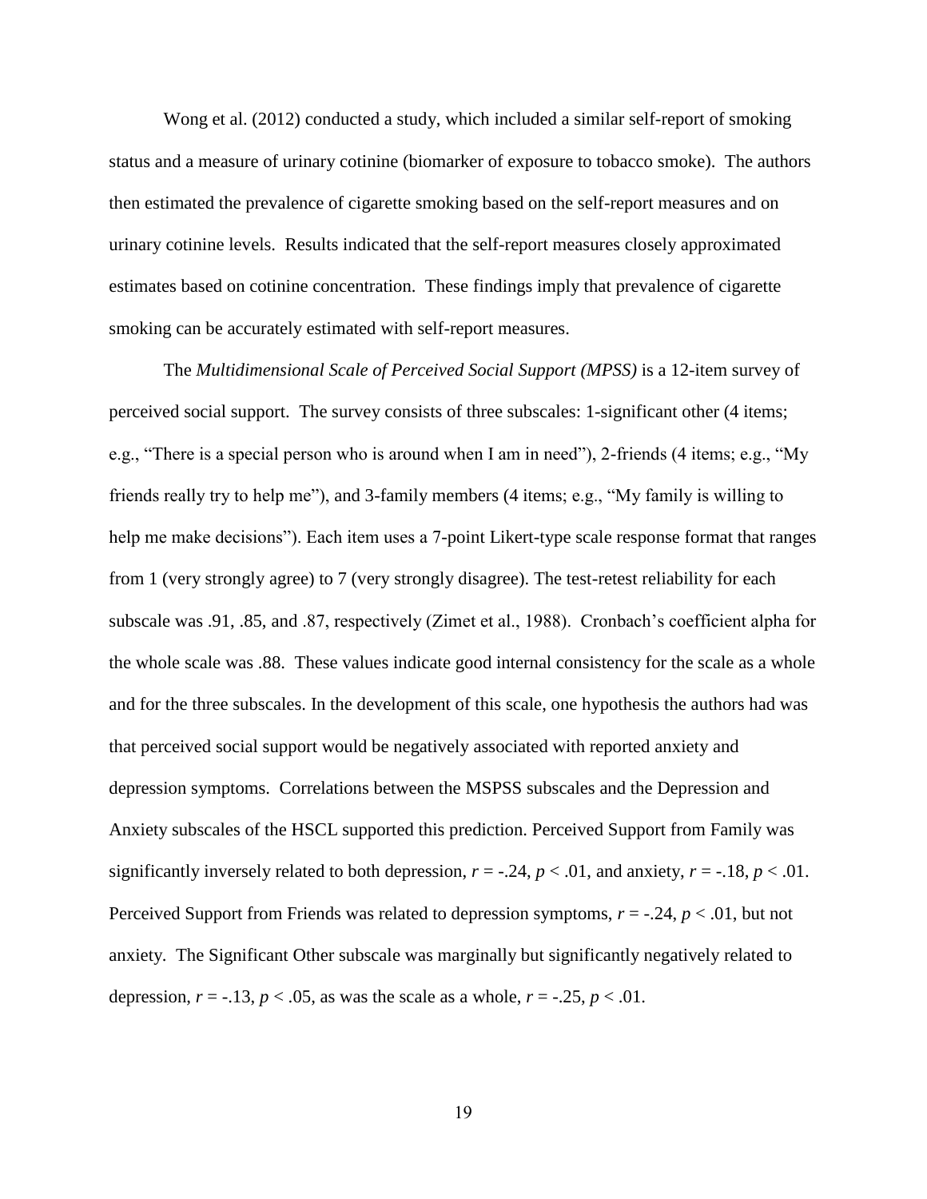Wong et al. (2012) conducted a study, which included a similar self-report of smoking status and a measure of urinary cotinine (biomarker of exposure to tobacco smoke). The authors then estimated the prevalence of cigarette smoking based on the self-report measures and on urinary cotinine levels. Results indicated that the self-report measures closely approximated estimates based on cotinine concentration. These findings imply that prevalence of cigarette smoking can be accurately estimated with self-report measures.

The *Multidimensional Scale of Perceived Social Support (MPSS)* is a 12-item survey of perceived social support. The survey consists of three subscales: 1-significant other (4 items; e.g., "There is a special person who is around when I am in need"), 2-friends (4 items; e.g., "My friends really try to help me"), and 3-family members (4 items; e.g., "My family is willing to help me make decisions"). Each item uses a 7-point Likert-type scale response format that ranges from 1 (very strongly agree) to 7 (very strongly disagree). The test-retest reliability for each subscale was .91, .85, and .87, respectively (Zimet et al., 1988). Cronbach's coefficient alpha for the whole scale was .88. These values indicate good internal consistency for the scale as a whole and for the three subscales. In the development of this scale, one hypothesis the authors had was that perceived social support would be negatively associated with reported anxiety and depression symptoms. Correlations between the MSPSS subscales and the Depression and Anxiety subscales of the HSCL supported this prediction. Perceived Support from Family was significantly inversely related to both depression, $r = -.24$, $p < .01$, and anxiety, $r = -.18$, $p < .01$. Perceived Support from Friends was related to depression symptoms, $r = -.24$, $p < .01$, but not anxiety. The Significant Other subscale was marginally but significantly negatively related to depression, $r = -.13$, $p < .05$, as was the scale as a whole, $r = -.25$, $p < .01$.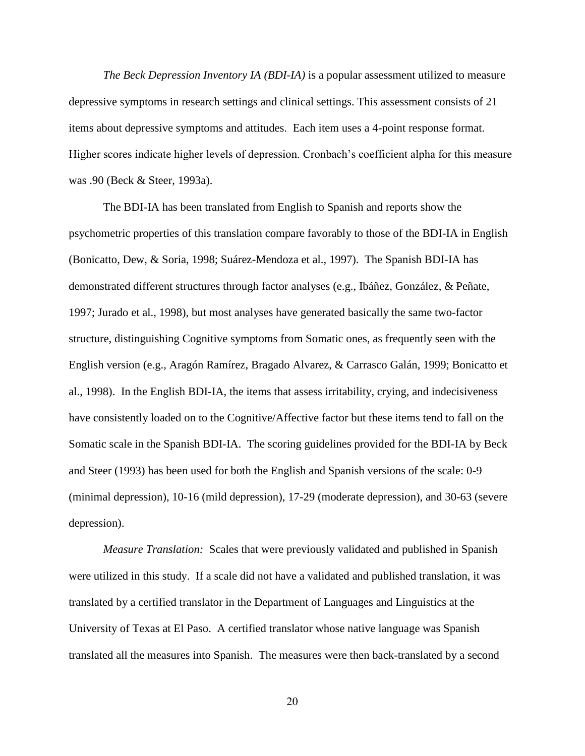*The Beck Depression Inventory IA (BDI-IA)* is a popular assessment utilized to measure depressive symptoms in research settings and clinical settings. This assessment consists of 21 items about depressive symptoms and attitudes. Each item uses a 4-point response format. Higher scores indicate higher levels of depression. Cronbach's coefficient alpha for this measure was .90 (Beck & Steer, 1993a).

The BDI-IA has been translated from English to Spanish and reports show the psychometric properties of this translation compare favorably to those of the BDI-IA in English (Bonicatto, Dew, & Soria, 1998; Suárez-Mendoza et al., 1997). The Spanish BDI-IA has demonstrated different structures through factor analyses (e.g., Ibáñez, González, & Peñate, 1997; Jurado et al., 1998), but most analyses have generated basically the same two-factor structure, distinguishing Cognitive symptoms from Somatic ones, as frequently seen with the English version (e.g., Aragón Ramírez, Bragado Alvarez, & Carrasco Galán, 1999; Bonicatto et al., 1998). In the English BDI-IA, the items that assess irritability, crying, and indecisiveness have consistently loaded on to the Cognitive/Affective factor but these items tend to fall on the Somatic scale in the Spanish BDI-IA. The scoring guidelines provided for the BDI-IA by Beck and Steer (1993) has been used for both the English and Spanish versions of the scale: 0-9 (minimal depression), 10-16 (mild depression), 17-29 (moderate depression), and 30-63 (severe depression).

*Measure Translation:* Scales that were previously validated and published in Spanish were utilized in this study. If a scale did not have a validated and published translation, it was translated by a certified translator in the Department of Languages and Linguistics at the University of Texas at El Paso. A certified translator whose native language was Spanish translated all the measures into Spanish. The measures were then back-translated by a second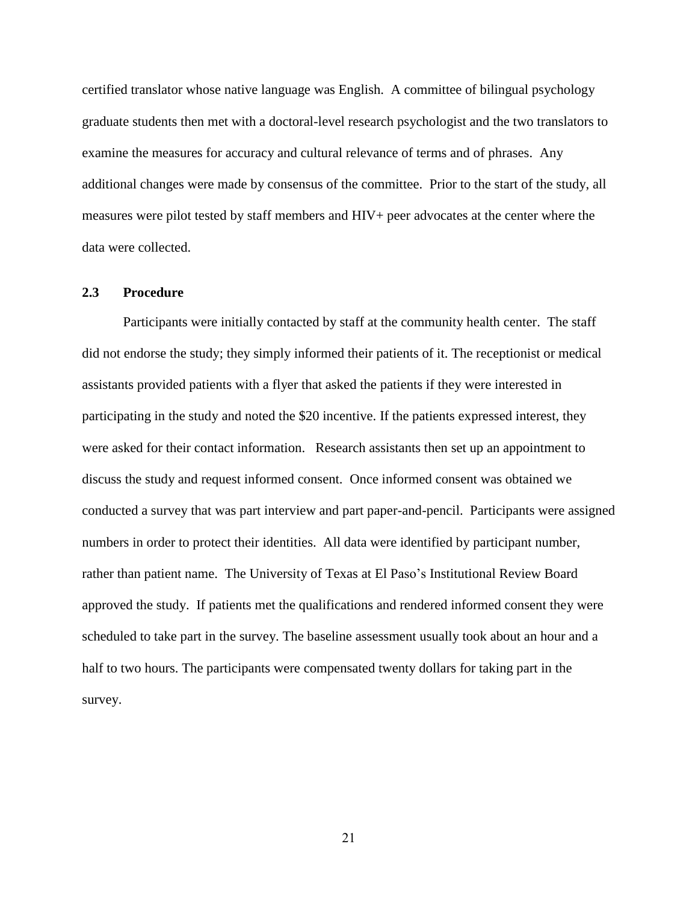certified translator whose native language was English. A committee of bilingual psychology graduate students then met with a doctoral-level research psychologist and the two translators to examine the measures for accuracy and cultural relevance of terms and of phrases. Any additional changes were made by consensus of the committee. Prior to the start of the study, all measures were pilot tested by staff members and HIV+ peer advocates at the center where the data were collected.

## 2.3 Procedure

Participants were initially contacted by staff at the community health center. The staff did not endorse the study; they simply informed their patients of it. The receptionist or medical assistants provided patients with a flyer that asked the patients if they were interested in participating in the study and noted the $20 incentive. If the patients expressed interest, they were asked for their contact information. Research assistants then set up an appointment to discuss the study and request informed consent. Once informed consent was obtained we conducted a survey that was part interview and part paper-and-pencil. Participants were assigned numbers in order to protect their identities. All data were identified by participant number, rather than patient name. The University of Texas at El Paso's Institutional Review Board approved the study. If patients met the qualifications and rendered informed consent they were scheduled to take part in the survey. The baseline assessment usually took about an hour and a half to two hours. The participants were compensated twenty dollars for taking part in the survey.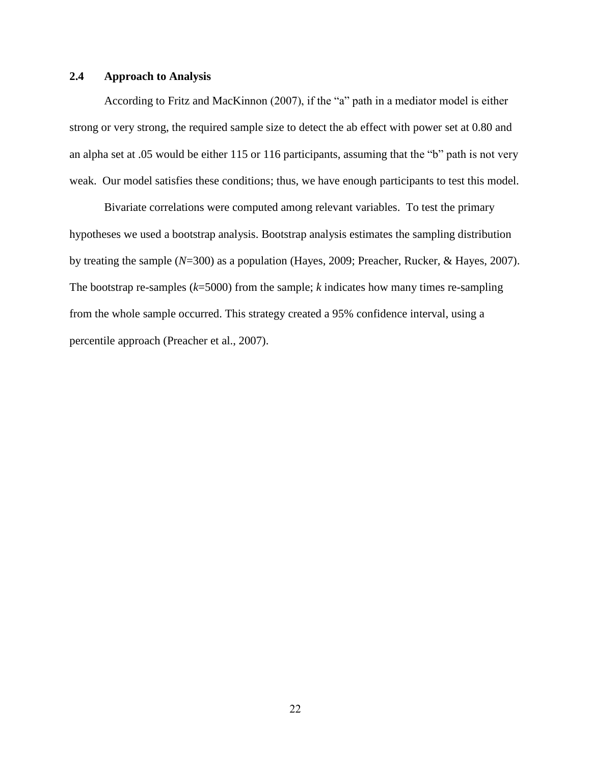### 2.4 Approach to Analysis

According to Fritz and MacKinnon (2007), if the "a" path in a mediator model is either strong or very strong, the required sample size to detect the ab effect with power set at 0.80 and an alpha set at .05 would be either 115 or 116 participants, assuming that the "b" path is not very weak. Our model satisfies these conditions; thus, we have enough participants to test this model.

Bivariate correlations were computed among relevant variables. To test the primary hypotheses we used a bootstrap analysis. Bootstrap analysis estimates the sampling distribution by treating the sample ($N$=300) as a population (Hayes, 2009; Preacher, Rucker, & Hayes, 2007). The bootstrap re-samples ($k$=5000) from the sample; $k$ indicates how many times re-sampling from the whole sample occurred. This strategy created a 95% confidence interval, using a percentile approach (Preacher et al., 2007).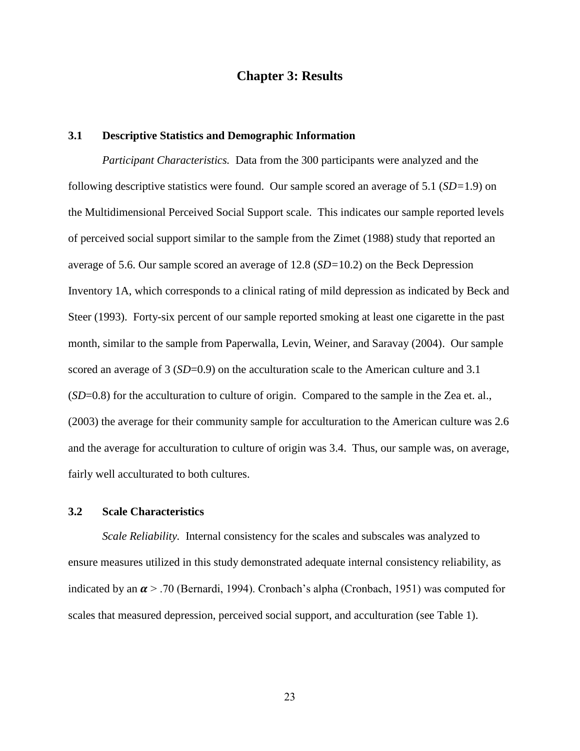# Chapter 3: Results

## 3.1 Descriptive Statistics and Demographic Information

*Participant Characteristics.* Data from the 300 participants were analyzed and the following descriptive statistics were found. Our sample scored an average of 5.1 (*SD=*1.9) on the Multidimensional Perceived Social Support scale. This indicates our sample reported levels of perceived social support similar to the sample from the Zimet (1988) study that reported an average of 5.6. Our sample scored an average of 12.8 (*SD=*10.2) on the Beck Depression Inventory 1A, which corresponds to a clinical rating of mild depression as indicated by Beck and Steer (1993). Forty-six percent of our sample reported smoking at least one cigarette in the past month, similar to the sample from Paperwalla, Levin, Weiner, and Saravay (2004). Our sample scored an average of 3 (*SD*=0.9) on the acculturation scale to the American culture and 3.1 (*SD*=0.8) for the acculturation to culture of origin. Compared to the sample in the Zea et. al., (2003) the average for their community sample for acculturation to the American culture was 2.6 and the average for acculturation to culture of origin was 3.4. Thus, our sample was, on average, fairly well acculturated to both cultures.

## 3.2 Scale Characteristics

*Scale Reliability.* Internal consistency for the scales and subscales was analyzed to ensure measures utilized in this study demonstrated adequate internal consistency reliability, as indicated by an $\alpha > .70$ (Bernardi, 1994). Cronbach's alpha (Cronbach, 1951) was computed for scales that measured depression, perceived social support, and acculturation (see Table 1).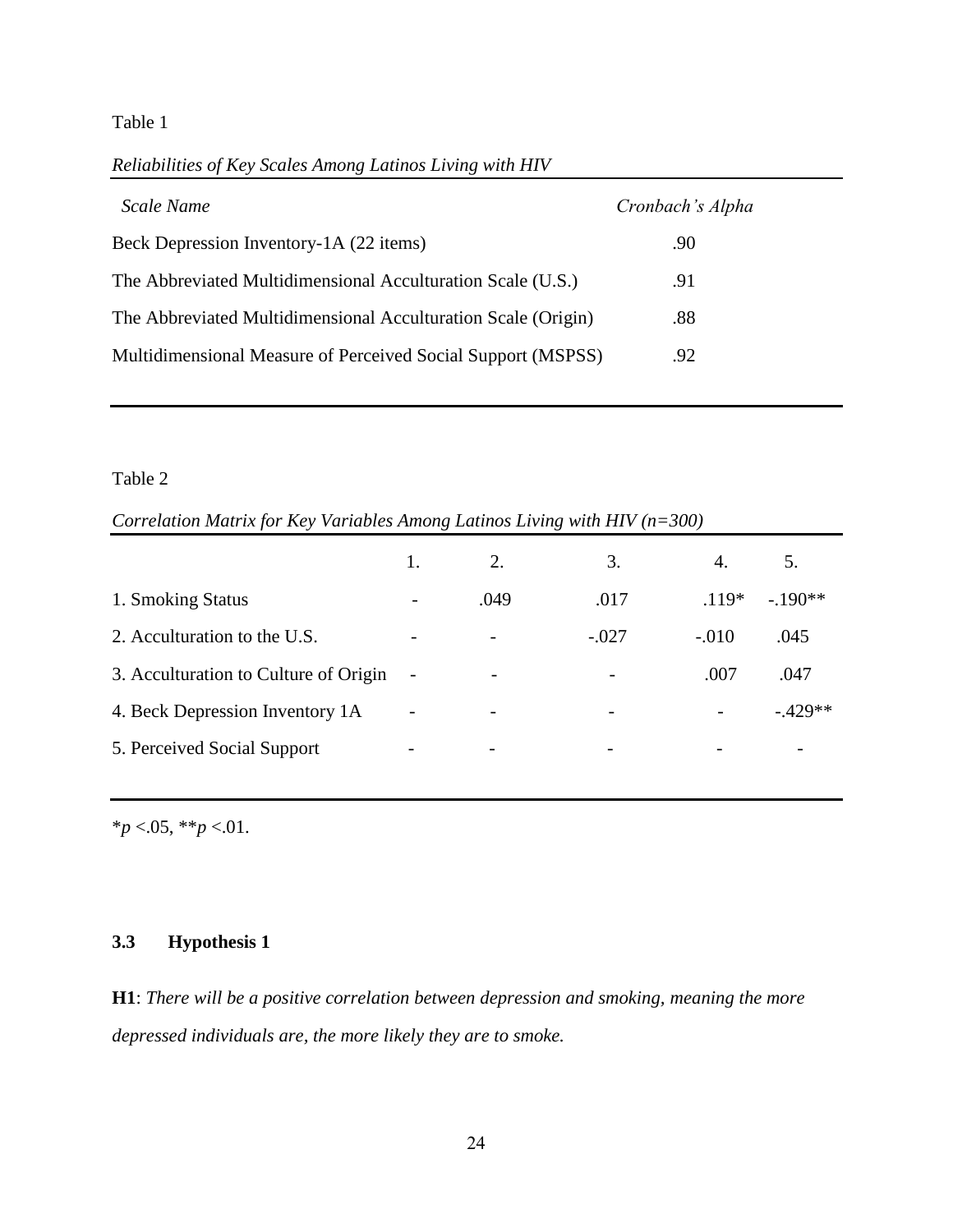Table 1

*Reliabilities of Key Scales Among Latinos Living with HIV*

| *Scale Name* | *Cronbach's Alpha* |
|---|---|
| Beck Depression Inventory-1A (22 items) | .90 |
| The Abbreviated Multidimensional Acculturation Scale (U.S.) | .91 |
| The Abbreviated Multidimensional Acculturation Scale (Origin) | .88 |
| Multidimensional Measure of Perceived Social Support (MSPSS) | .92 |

Table 2

*Correlation Matrix for Key Variables Among Latinos Living with HIV (n=300)*

| | 1. | 2. | 3. | 4. | 5. |
|---|---|---|---|---|---|
| 1. Smoking Status | - | .049 | .017 | .119* | -.190** |
| 2. Acculturation to the U.S. | - | - | -.027 | -.010 | .045 |
| 3. Acculturation to Culture of Origin | - | - | - | .007 | .047 |
| 4. Beck Depression Inventory 1A | - | - | - | - | -.429** |
| 5. Perceived Social Support | - | - | - | - | - |

*$p$ <.05, **$p$ <.01.

### 3.3 Hypothesis 1

**H1**: *There will be a positive correlation between depression and smoking, meaning the more depressed individuals are, the more likely they are to smoke.*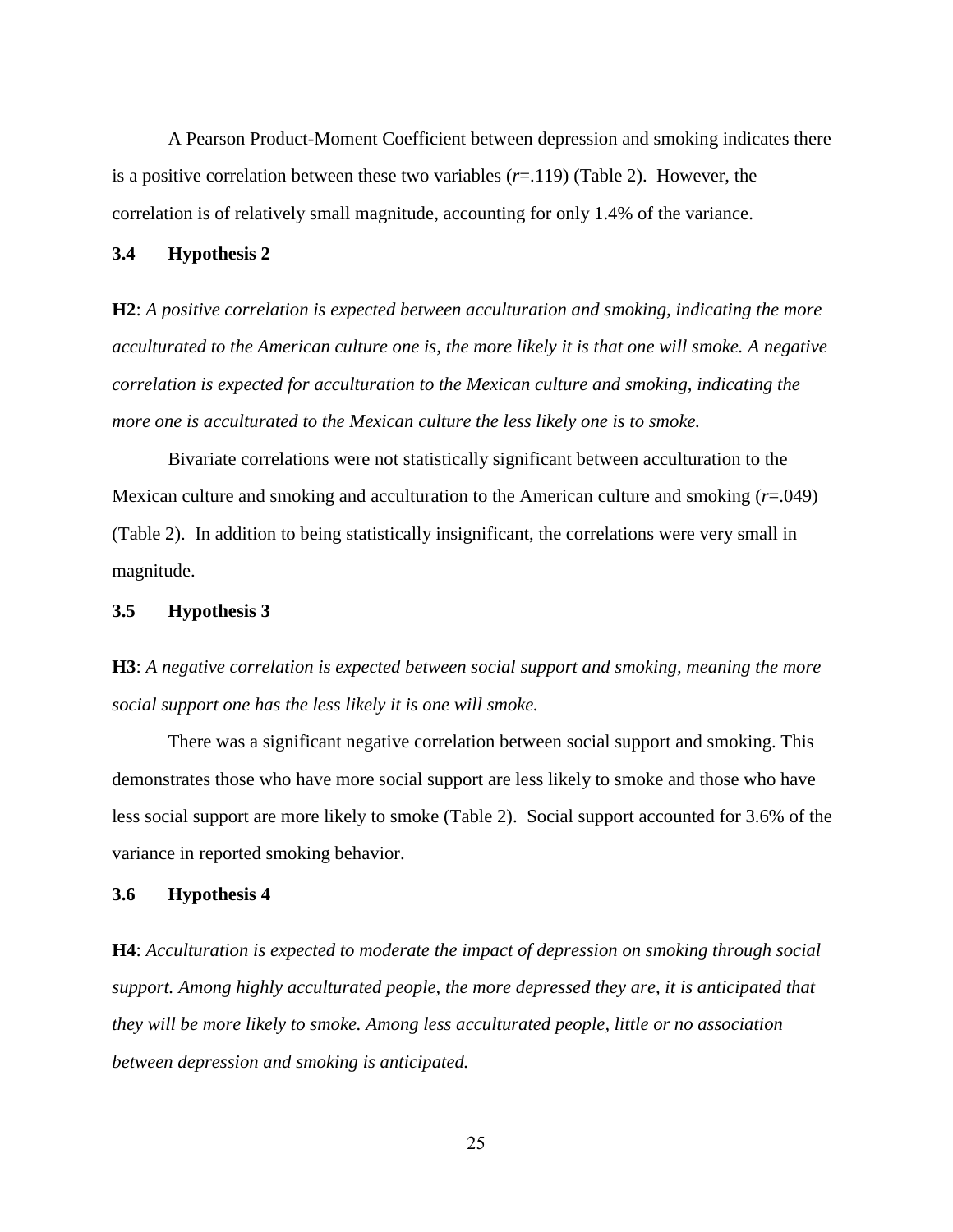A Pearson Product-Moment Coefficient between depression and smoking indicates there is a positive correlation between these two variables ($r$=.119) (Table 2). However, the correlation is of relatively small magnitude, accounting for only 1.4% of the variance.

### 3.4 Hypothesis 2

**H2**: *A positive correlation is expected between acculturation and smoking, indicating the more acculturated to the American culture one is, the more likely it is that one will smoke. A negative correlation is expected for acculturation to the Mexican culture and smoking, indicating the more one is acculturated to the Mexican culture the less likely one is to smoke.*

Bivariate correlations were not statistically significant between acculturation to the Mexican culture and smoking and acculturation to the American culture and smoking ($r$=.049) (Table 2). In addition to being statistically insignificant, the correlations were very small in magnitude.

### 3.5 Hypothesis 3

**H3**: *A negative correlation is expected between social support and smoking, meaning the more social support one has the less likely it is one will smoke.*

There was a significant negative correlation between social support and smoking. This demonstrates those who have more social support are less likely to smoke and those who have less social support are more likely to smoke (Table 2). Social support accounted for 3.6% of the variance in reported smoking behavior.

### 3.6 Hypothesis 4

**H4**: *Acculturation is expected to moderate the impact of depression on smoking through social support. Among highly acculturated people, the more depressed they are, it is anticipated that they will be more likely to smoke. Among less acculturated people, little or no association between depression and smoking is anticipated.*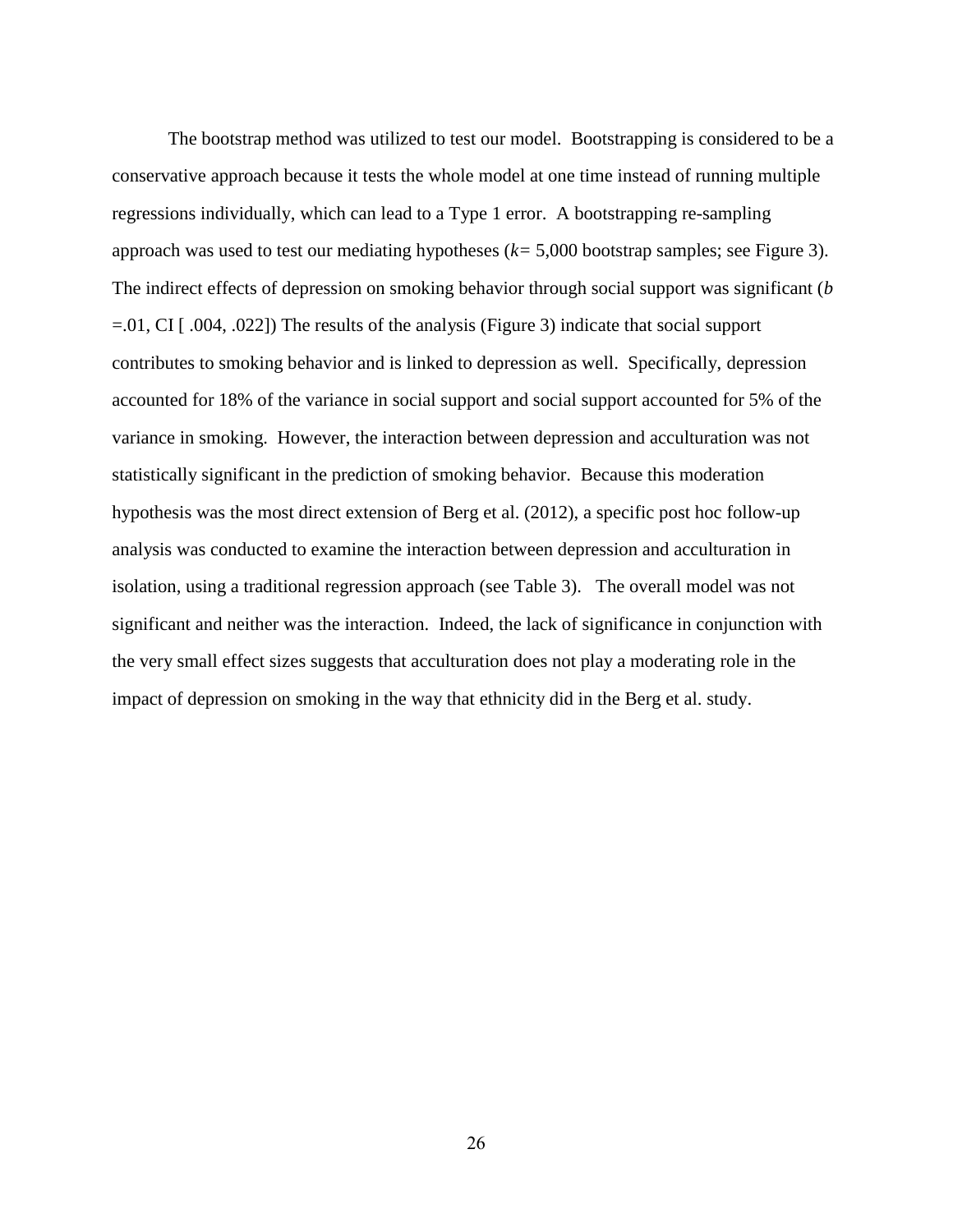The bootstrap method was utilized to test our model. Bootstrapping is considered to be a conservative approach because it tests the whole model at one time instead of running multiple regressions individually, which can lead to a Type 1 error. A bootstrapping re-sampling approach was used to test our mediating hypotheses ($k$= 5,000 bootstrap samples; see Figure 3). The indirect effects of depression on smoking behavior through social support was significant ($b$ =.01, CI [ .004, .022]) The results of the analysis (Figure 3) indicate that social support contributes to smoking behavior and is linked to depression as well. Specifically, depression accounted for 18% of the variance in social support and social support accounted for 5% of the variance in smoking. However, the interaction between depression and acculturation was not statistically significant in the prediction of smoking behavior. Because this moderation hypothesis was the most direct extension of Berg et al. (2012), a specific post hoc follow-up analysis was conducted to examine the interaction between depression and acculturation in isolation, using a traditional regression approach (see Table 3). The overall model was not significant and neither was the interaction. Indeed, the lack of significance in conjunction with the very small effect sizes suggests that acculturation does not play a moderating role in the impact of depression on smoking in the way that ethnicity did in the Berg et al. study.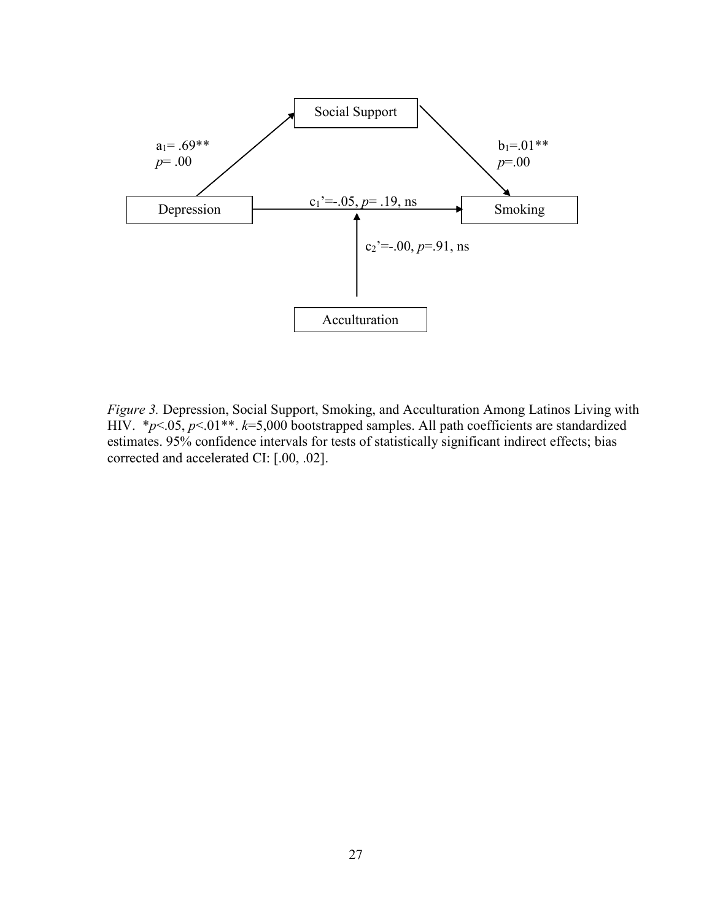Social Support

$a_1 = .69$**
*p*= .00

$b_1 = .01$**
*p*=.00

Depression

$c_1' = -.05$, *p*= .19, ns

Smoking

$c_2' = -.00$, *p*=.91, ns

Acculturation

*Figure 3.* Depression, Social Support, Smoking, and Acculturation Among Latinos Living with HIV. *$p<.05$, $p<.01$**. $k$=5,000 bootstrapped samples. All path coefficients are standardized estimates. 95% confidence intervals for tests of statistically significant indirect effects; bias corrected and accelerated CI: [.00, .02].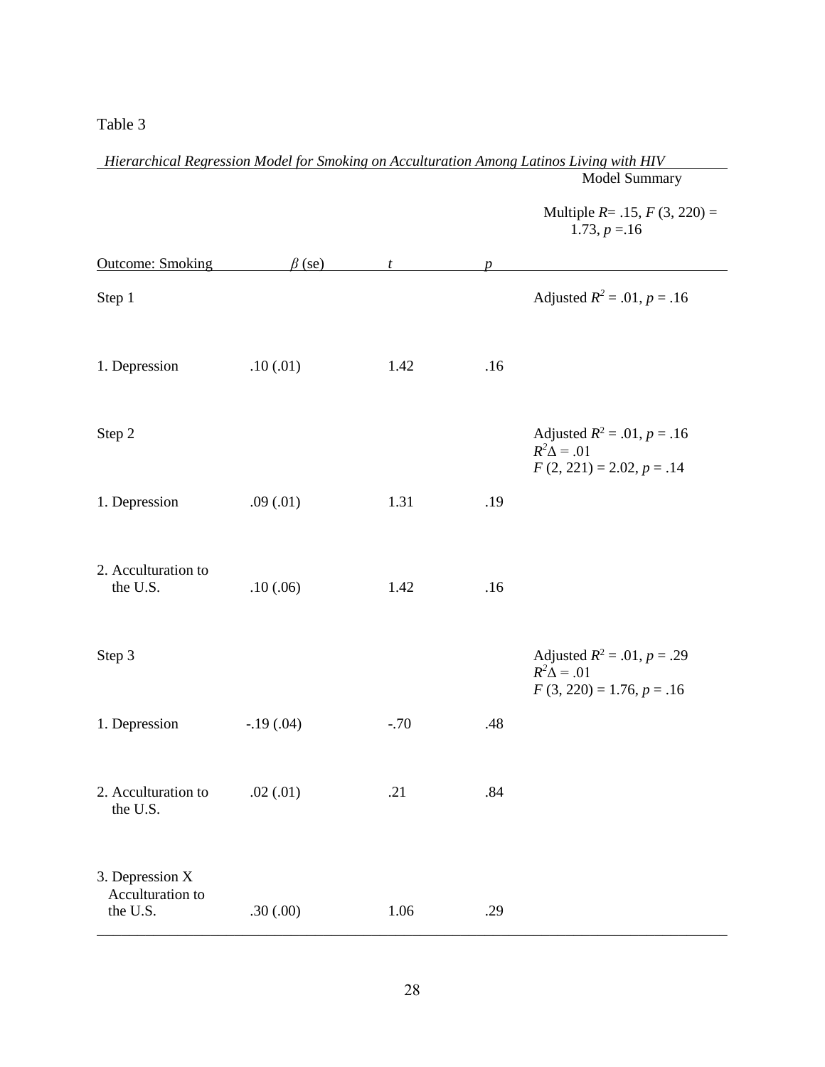Table 3

*Hierarchical Regression Model for Smoking on Acculturation Among Latinos Living with HIV*

| Outcome: Smoking | $\beta$ (se) | $t$ | $p$ | Model Summary<br><br>Multiple $R$= .15, $F$ (3, 220) = 1.73, $p$ =.16 |
|---|---|---|---|---|
| Step 1 | | | | Adjusted $R^2$ = .01, $p$ = .16 |
| 1. Depression | .10 (.01) | 1.42 | .16 | |
| Step 2 | | | | Adjusted $R^2$ = .01, $p$ = .16<br>$R^2\Delta$ = .01<br>$F$ (2, 221) = 2.02, $p$ = .14 |
| 1. Depression | .09 (.01) | 1.31 | .19 | |
| 2. Acculturation to the U.S. | .10 (.06) | 1.42 | .16 | |
| Step 3 | | | | Adjusted $R^2$ = .01, $p$ = .29<br>$R^2\Delta$ = .01<br>$F$ (3, 220) = 1.76, $p$ = .16 |
| 1. Depression | -.19 (.04) | -.70 | .48 | |
| 2. Acculturation to the U.S. | .02 (.01) | .21 | .84 | |
| 3. Depression X Acculturation to the U.S. | .30 (.00) | 1.06 | .29 | |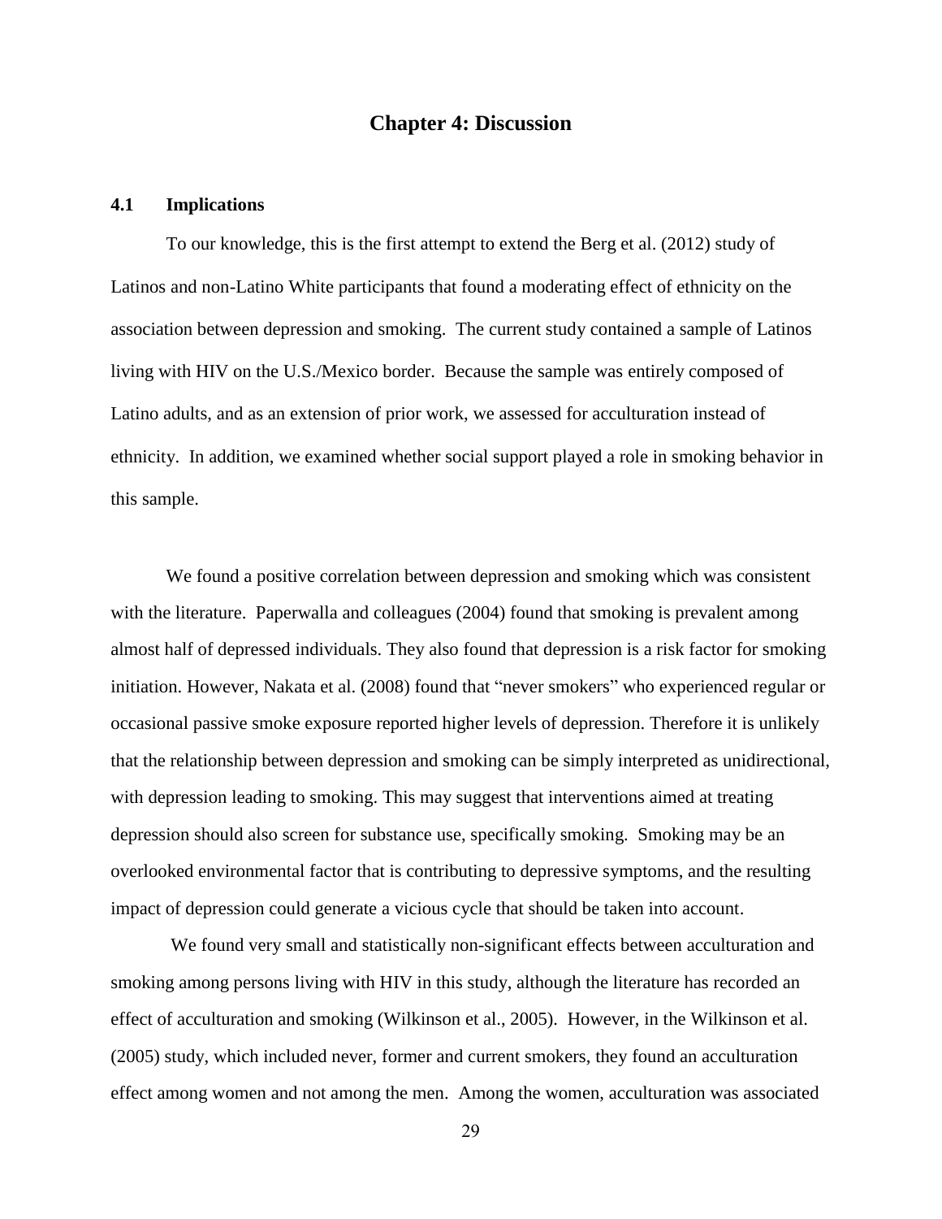# Chapter 4: Discussion

## 4.1 Implications

To our knowledge, this is the first attempt to extend the Berg et al. (2012) study of Latinos and non-Latino White participants that found a moderating effect of ethnicity on the association between depression and smoking. The current study contained a sample of Latinos living with HIV on the U.S./Mexico border. Because the sample was entirely composed of Latino adults, and as an extension of prior work, we assessed for acculturation instead of ethnicity. In addition, we examined whether social support played a role in smoking behavior in this sample.

We found a positive correlation between depression and smoking which was consistent with the literature. Paperwalla and colleagues (2004) found that smoking is prevalent among almost half of depressed individuals. They also found that depression is a risk factor for smoking initiation. However, Nakata et al. (2008) found that "never smokers" who experienced regular or occasional passive smoke exposure reported higher levels of depression. Therefore it is unlikely that the relationship between depression and smoking can be simply interpreted as unidirectional, with depression leading to smoking. This may suggest that interventions aimed at treating depression should also screen for substance use, specifically smoking. Smoking may be an overlooked environmental factor that is contributing to depressive symptoms, and the resulting impact of depression could generate a vicious cycle that should be taken into account.

We found very small and statistically non-significant effects between acculturation and smoking among persons living with HIV in this study, although the literature has recorded an effect of acculturation and smoking (Wilkinson et al., 2005). However, in the Wilkinson et al. (2005) study, which included never, former and current smokers, they found an acculturation effect among women and not among the men. Among the women, acculturation was associated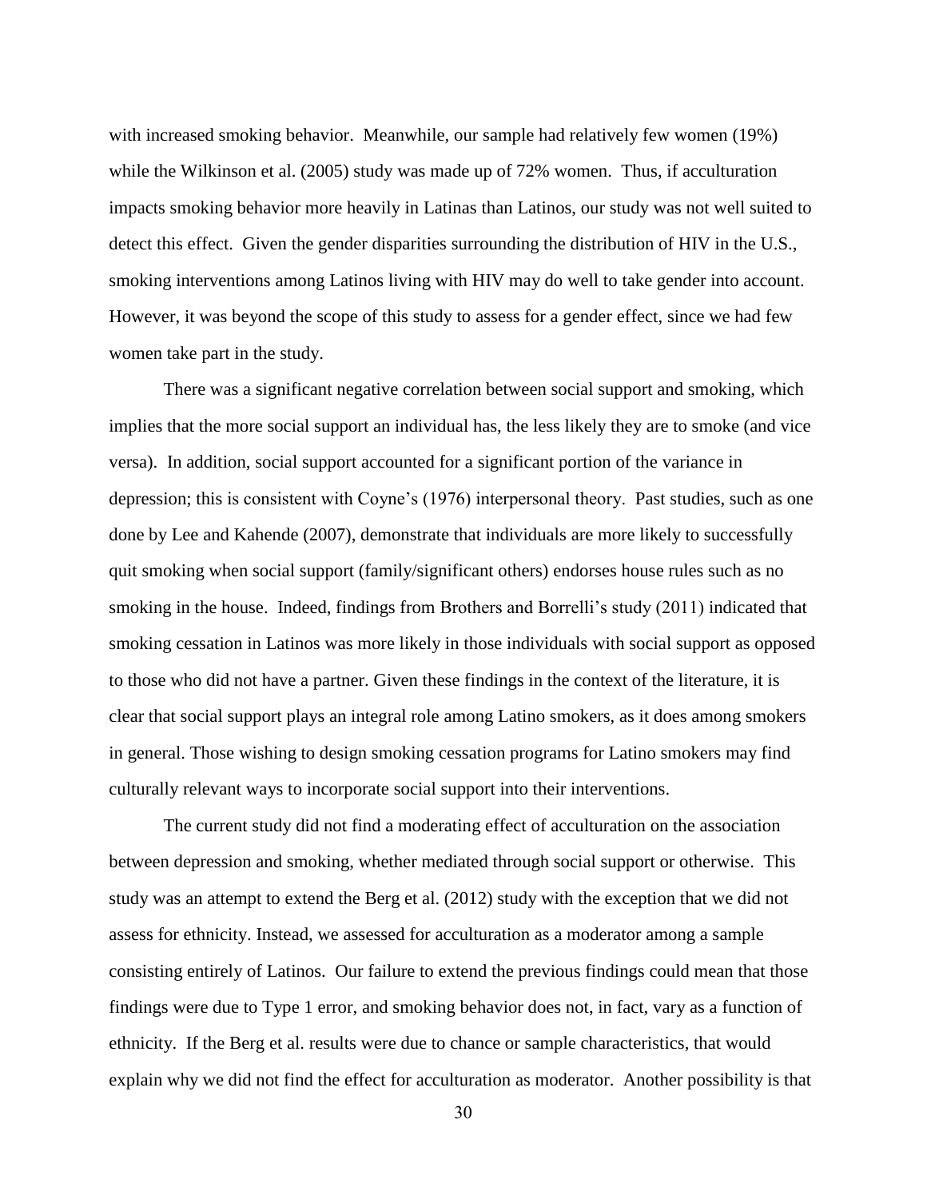with increased smoking behavior. Meanwhile, our sample had relatively few women (19%) while the Wilkinson et al. (2005) study was made up of 72% women. Thus, if acculturation impacts smoking behavior more heavily in Latinas than Latinos, our study was not well suited to detect this effect. Given the gender disparities surrounding the distribution of HIV in the U.S., smoking interventions among Latinos living with HIV may do well to take gender into account. However, it was beyond the scope of this study to assess for a gender effect, since we had few women take part in the study.

There was a significant negative correlation between social support and smoking, which implies that the more social support an individual has, the less likely they are to smoke (and vice versa). In addition, social support accounted for a significant portion of the variance in depression; this is consistent with Coyne's (1976) interpersonal theory. Past studies, such as one done by Lee and Kahende (2007), demonstrate that individuals are more likely to successfully quit smoking when social support (family/significant others) endorses house rules such as no smoking in the house. Indeed, findings from Brothers and Borrelli's study (2011) indicated that smoking cessation in Latinos was more likely in those individuals with social support as opposed to those who did not have a partner. Given these findings in the context of the literature, it is clear that social support plays an integral role among Latino smokers, as it does among smokers in general. Those wishing to design smoking cessation programs for Latino smokers may find culturally relevant ways to incorporate social support into their interventions.

The current study did not find a moderating effect of acculturation on the association between depression and smoking, whether mediated through social support or otherwise. This study was an attempt to extend the Berg et al. (2012) study with the exception that we did not assess for ethnicity. Instead, we assessed for acculturation as a moderator among a sample consisting entirely of Latinos. Our failure to extend the previous findings could mean that those findings were due to Type 1 error, and smoking behavior does not, in fact, vary as a function of ethnicity. If the Berg et al. results were due to chance or sample characteristics, that would explain why we did not find the effect for acculturation as moderator. Another possibility is that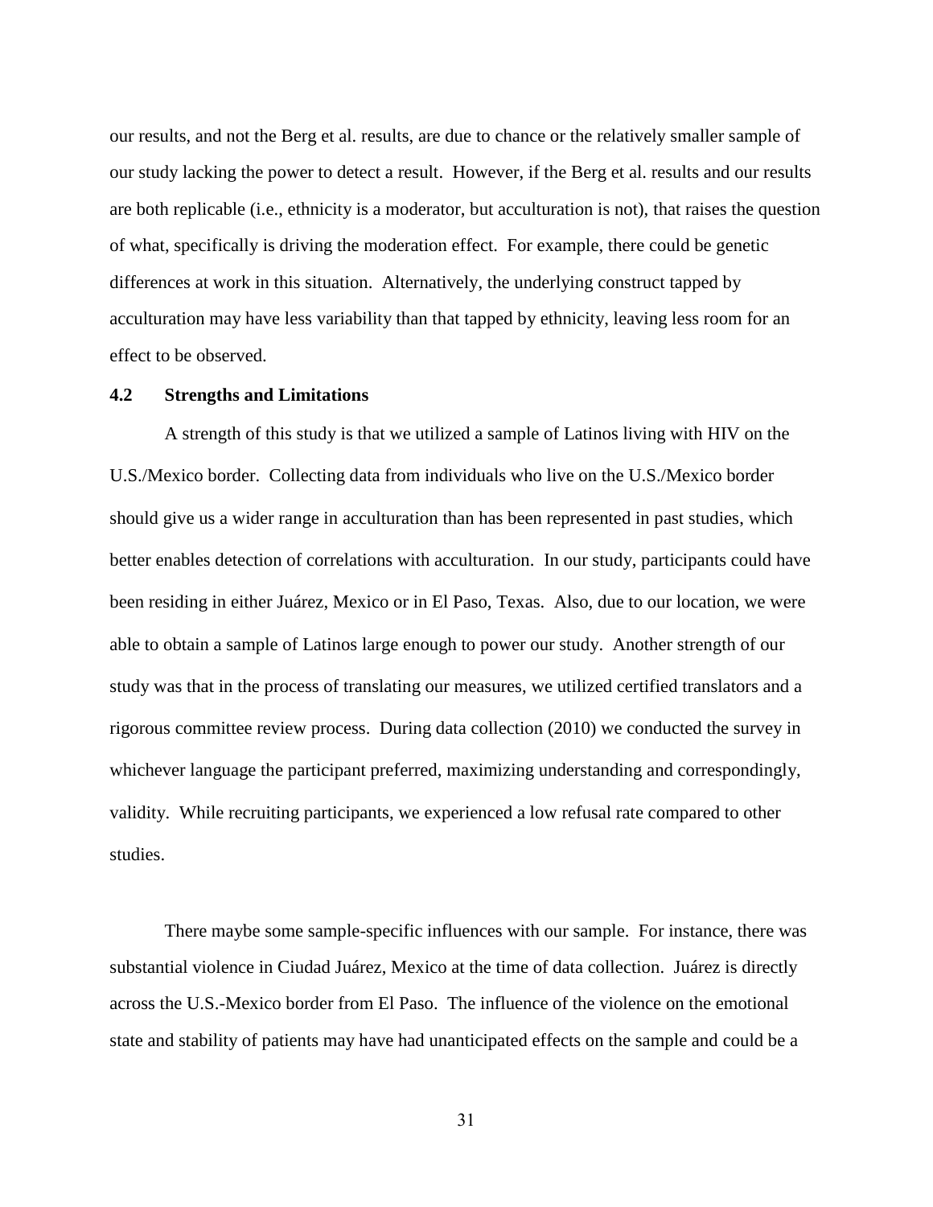our results, and not the Berg et al. results, are due to chance or the relatively smaller sample of our study lacking the power to detect a result. However, if the Berg et al. results and our results are both replicable (i.e., ethnicity is a moderator, but acculturation is not), that raises the question of what, specifically is driving the moderation effect. For example, there could be genetic differences at work in this situation. Alternatively, the underlying construct tapped by acculturation may have less variability than that tapped by ethnicity, leaving less room for an effect to be observed.

### 4.2 Strengths and Limitations

A strength of this study is that we utilized a sample of Latinos living with HIV on the U.S./Mexico border. Collecting data from individuals who live on the U.S./Mexico border should give us a wider range in acculturation than has been represented in past studies, which better enables detection of correlations with acculturation. In our study, participants could have been residing in either Juárez, Mexico or in El Paso, Texas. Also, due to our location, we were able to obtain a sample of Latinos large enough to power our study. Another strength of our study was that in the process of translating our measures, we utilized certified translators and a rigorous committee review process. During data collection (2010) we conducted the survey in whichever language the participant preferred, maximizing understanding and correspondingly, validity. While recruiting participants, we experienced a low refusal rate compared to other studies.

There maybe some sample-specific influences with our sample. For instance, there was substantial violence in Ciudad Juárez, Mexico at the time of data collection. Juárez is directly across the U.S.-Mexico border from El Paso. The influence of the violence on the emotional state and stability of patients may have had unanticipated effects on the sample and could be a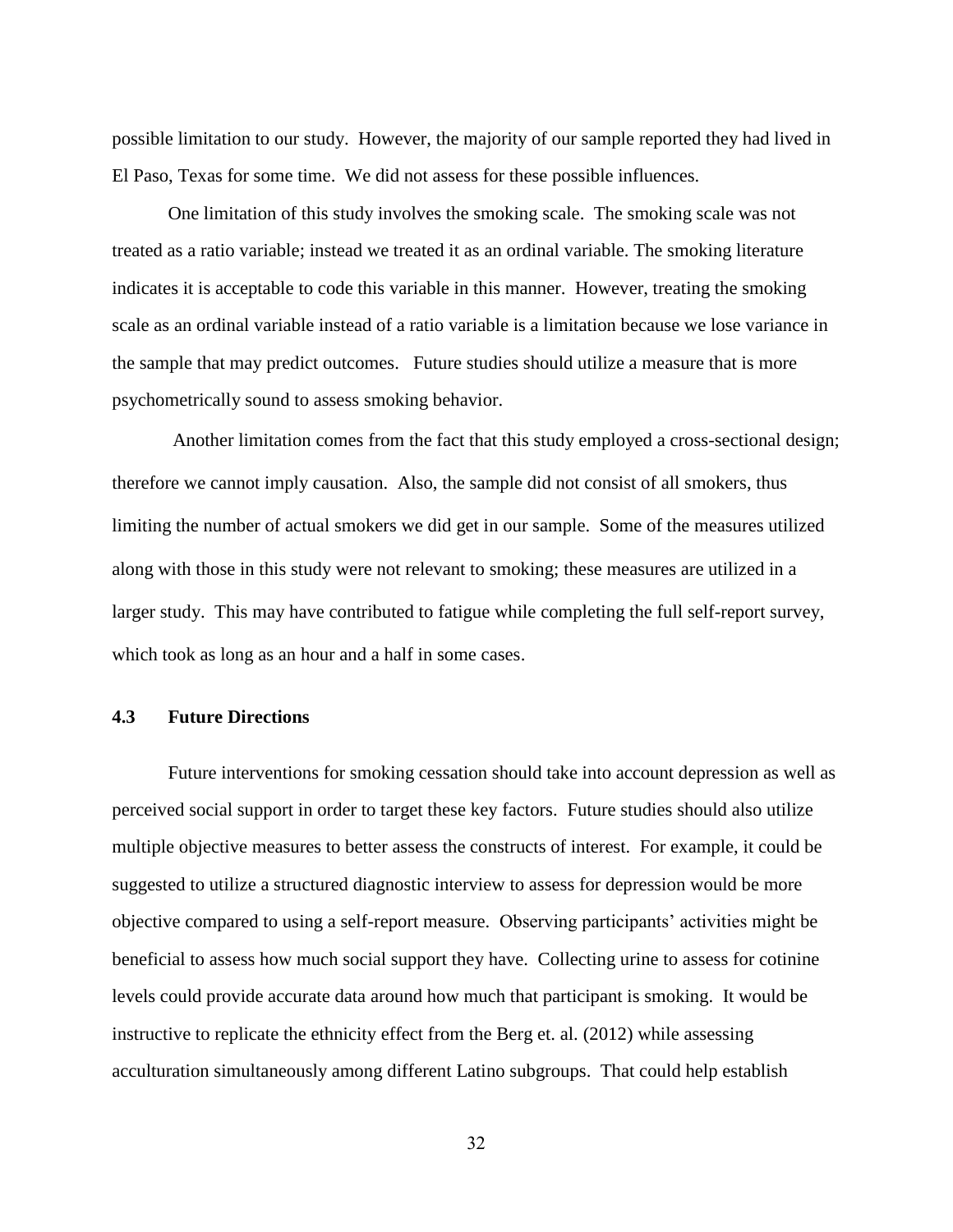possible limitation to our study. However, the majority of our sample reported they had lived in El Paso, Texas for some time. We did not assess for these possible influences.

One limitation of this study involves the smoking scale. The smoking scale was not treated as a ratio variable; instead we treated it as an ordinal variable. The smoking literature indicates it is acceptable to code this variable in this manner. However, treating the smoking scale as an ordinal variable instead of a ratio variable is a limitation because we lose variance in the sample that may predict outcomes. Future studies should utilize a measure that is more psychometrically sound to assess smoking behavior.

Another limitation comes from the fact that this study employed a cross-sectional design; therefore we cannot imply causation. Also, the sample did not consist of all smokers, thus limiting the number of actual smokers we did get in our sample. Some of the measures utilized along with those in this study were not relevant to smoking; these measures are utilized in a larger study. This may have contributed to fatigue while completing the full self-report survey, which took as long as an hour and a half in some cases.

## 4.3 Future Directions

Future interventions for smoking cessation should take into account depression as well as perceived social support in order to target these key factors. Future studies should also utilize multiple objective measures to better assess the constructs of interest. For example, it could be suggested to utilize a structured diagnostic interview to assess for depression would be more objective compared to using a self-report measure. Observing participants' activities might be beneficial to assess how much social support they have. Collecting urine to assess for cotinine levels could provide accurate data around how much that participant is smoking. It would be instructive to replicate the ethnicity effect from the Berg et. al. (2012) while assessing acculturation simultaneously among different Latino subgroups. That could help establish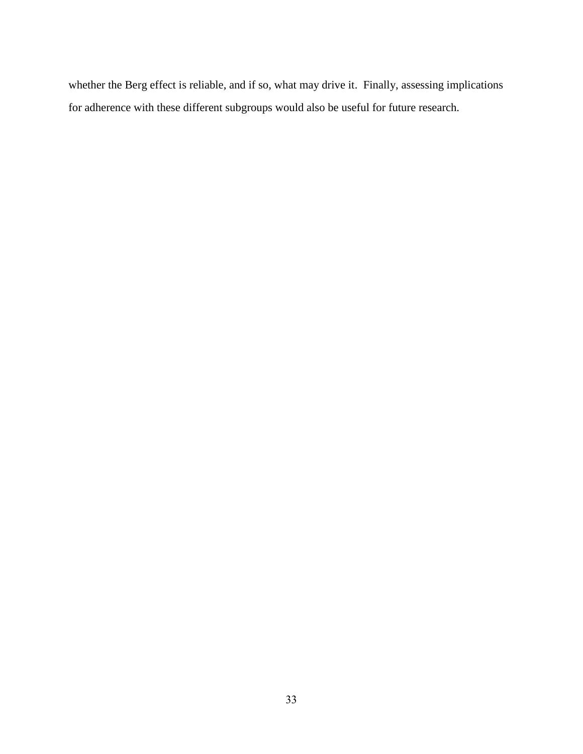whether the Berg effect is reliable, and if so, what may drive it. Finally, assessing implications for adherence with these different subgroups would also be useful for future research.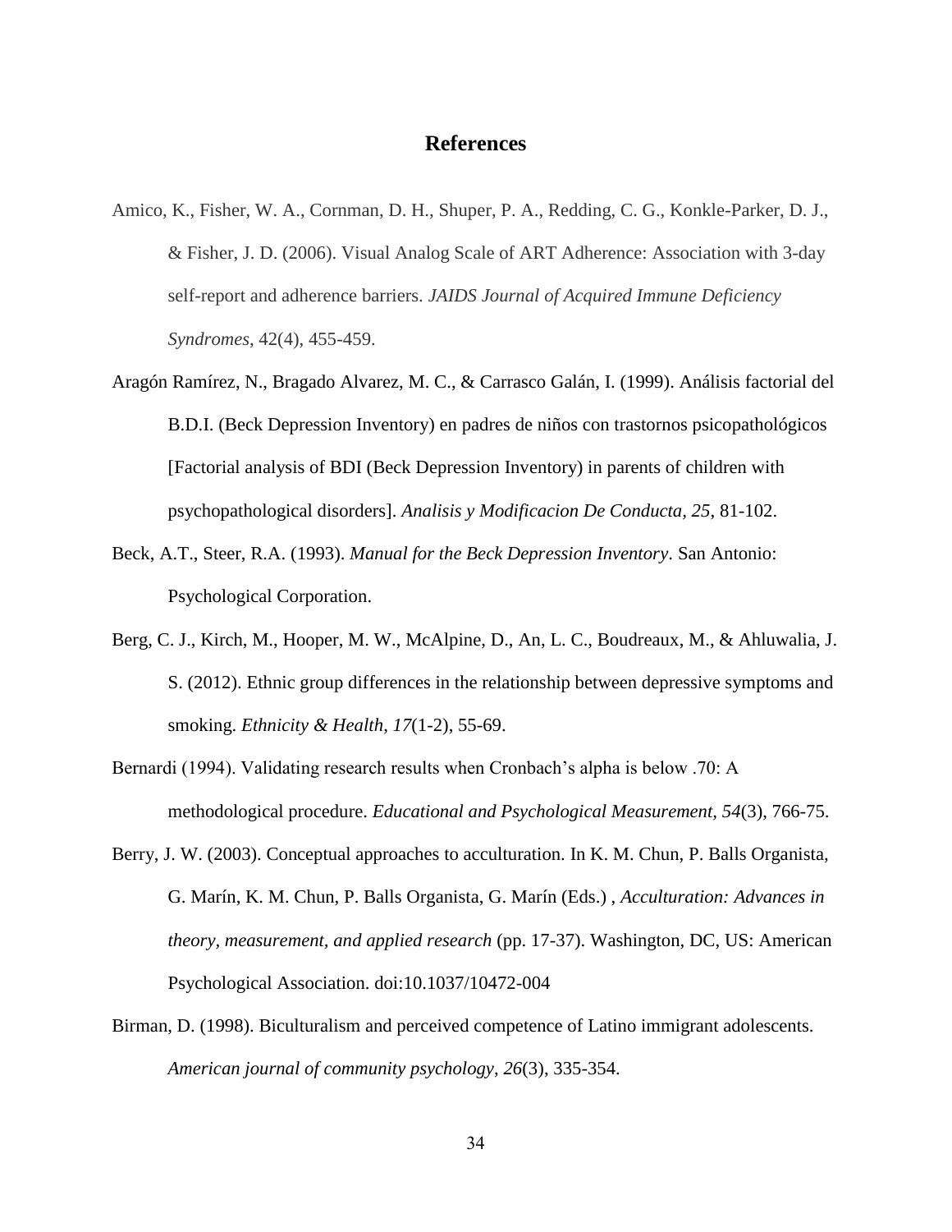# References

Amico, K., Fisher, W. A., Cornman, D. H., Shuper, P. A., Redding, C. G., Konkle-Parker, D. J., & Fisher, J. D. (2006). Visual Analog Scale of ART Adherence: Association with 3-day self-report and adherence barriers. *JAIDS Journal of Acquired Immune Deficiency Syndromes*, 42(4), 455-459.

Aragón Ramírez, N., Bragado Alvarez, M. C., & Carrasco Galán, I. (1999). Análisis factorial del B.D.I. (Beck Depression Inventory) en padres de niños con trastornos psicopathológicos [Factorial analysis of BDI (Beck Depression Inventory) in parents of children with psychopathological disorders]. *Analisis y Modificacion De Conducta*, *25*, 81-102.

Beck, A.T., Steer, R.A. (1993). *Manual for the Beck Depression Inventory*. San Antonio: Psychological Corporation.

Berg, C. J., Kirch, M., Hooper, M. W., McAlpine, D., An, L. C., Boudreaux, M., & Ahluwalia, J. S. (2012). Ethnic group differences in the relationship between depressive symptoms and smoking. *Ethnicity & Health*, *17*(1-2), 55-69.

Bernardi (1994). Validating research results when Cronbach's alpha is below .70: A methodological procedure. *Educational and Psychological Measurement, 54*(3), 766-75.

Berry, J. W. (2003). Conceptual approaches to acculturation. In K. M. Chun, P. Balls Organista, G. Marín, K. M. Chun, P. Balls Organista, G. Marín (Eds.) , *Acculturation: Advances in theory, measurement, and applied research* (pp. 17-37). Washington, DC, US: American Psychological Association. doi:10.1037/10472-004

Birman, D. (1998). Biculturalism and perceived competence of Latino immigrant adolescents. *American journal of community psychology*, *26*(3), 335-354.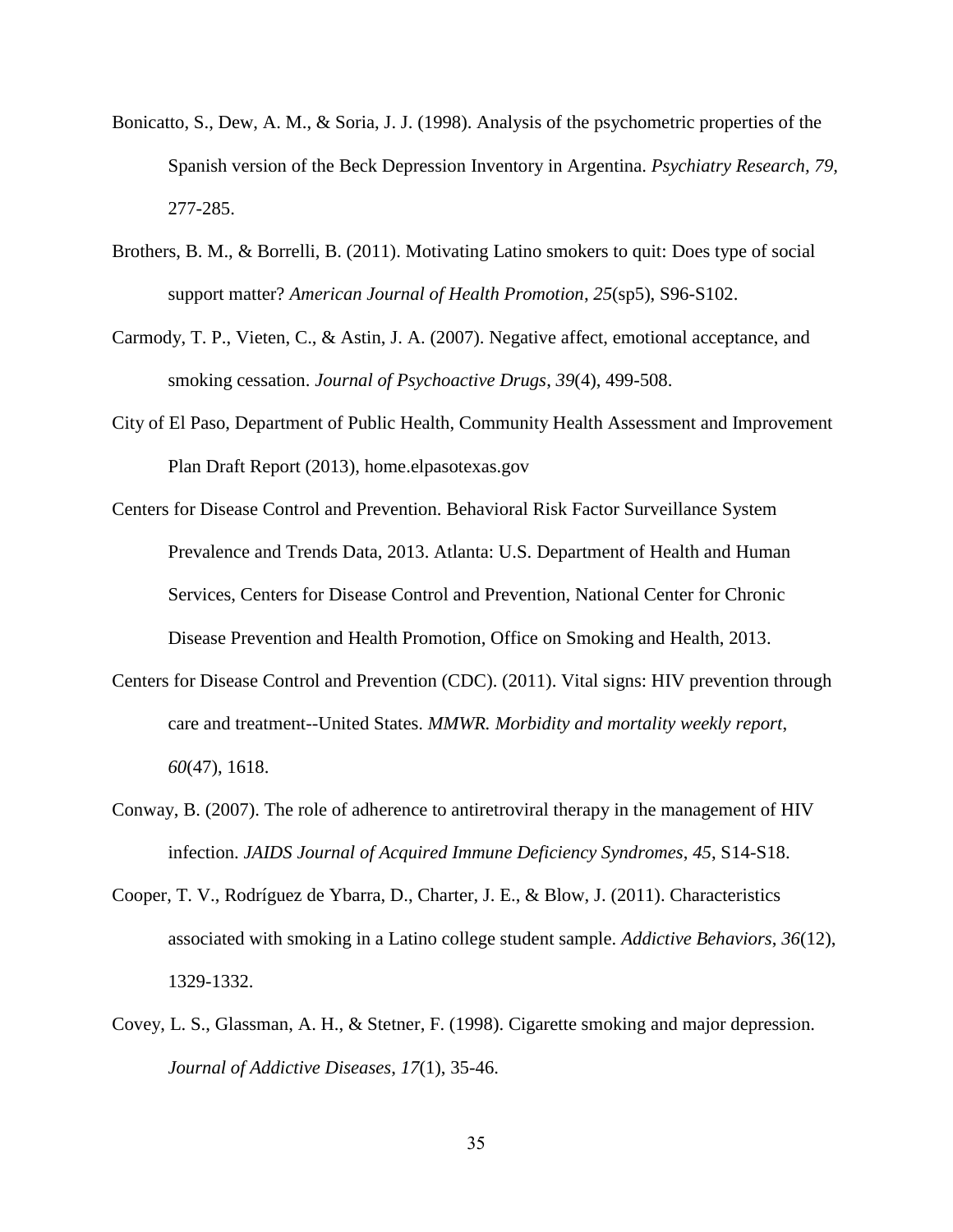Bonicatto, S., Dew, A. M., & Soria, J. J. (1998). Analysis of the psychometric properties of the Spanish version of the Beck Depression Inventory in Argentina. *Psychiatry Research*, *79*, 277-285.

Brothers, B. M., & Borrelli, B. (2011). Motivating Latino smokers to quit: Does type of social support matter? *American Journal of Health Promotion*, *25*(sp5), S96-S102.

Carmody, T. P., Vieten, C., & Astin, J. A. (2007). Negative affect, emotional acceptance, and smoking cessation. *Journal of Psychoactive Drugs*, *39*(4), 499-508.

City of El Paso, Department of Public Health, Community Health Assessment and Improvement Plan Draft Report (2013), home.elpasotexas.gov

Centers for Disease Control and Prevention. Behavioral Risk Factor Surveillance System Prevalence and Trends Data, 2013. Atlanta: U.S. Department of Health and Human Services, Centers for Disease Control and Prevention, National Center for Chronic Disease Prevention and Health Promotion, Office on Smoking and Health, 2013.

Centers for Disease Control and Prevention (CDC). (2011). Vital signs: HIV prevention through care and treatment--United States. *MMWR. Morbidity and mortality weekly report*, *60*(47), 1618.

Conway, B. (2007). The role of adherence to antiretroviral therapy in the management of HIV infection. *JAIDS Journal of Acquired Immune Deficiency Syndromes*, *45*, S14-S18.

Cooper, T. V., Rodríguez de Ybarra, D., Charter, J. E., & Blow, J. (2011). Characteristics associated with smoking in a Latino college student sample. *Addictive Behaviors*, *36*(12), 1329-1332.

Covey, L. S., Glassman, A. H., & Stetner, F. (1998). Cigarette smoking and major depression. *Journal of Addictive Diseases*, *17*(1), 35-46.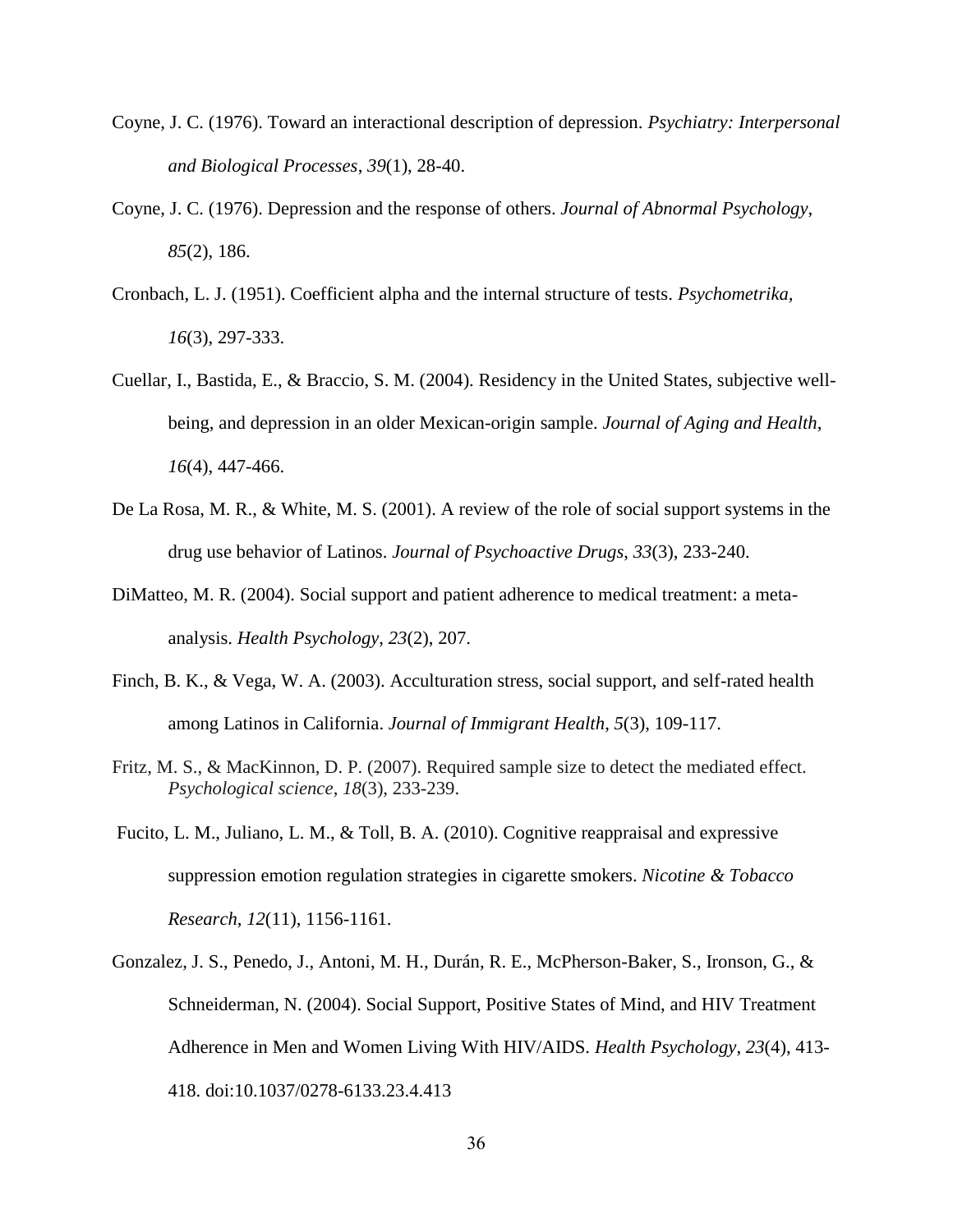Coyne, J. C. (1976). Toward an interactional description of depression. *Psychiatry: Interpersonal and Biological Processes*, *39*(1), 28-40.

Coyne, J. C. (1976). Depression and the response of others. *Journal of Abnormal Psychology*, *85*(2), 186.

Cronbach, L. J. (1951). Coefficient alpha and the internal structure of tests. *Psychometrika*, *16*(3), 297-333.

Cuellar, I., Bastida, E., & Braccio, S. M. (2004). Residency in the United States, subjective well-being, and depression in an older Mexican-origin sample. *Journal of Aging and Health*, *16*(4), 447-466.

De La Rosa, M. R., & White, M. S. (2001). A review of the role of social support systems in the drug use behavior of Latinos. *Journal of Psychoactive Drugs*, *33*(3), 233-240.

DiMatteo, M. R. (2004). Social support and patient adherence to medical treatment: a meta-analysis. *Health Psychology*, *23*(2), 207.

Finch, B. K., & Vega, W. A. (2003). Acculturation stress, social support, and self-rated health among Latinos in California. *Journal of Immigrant Health*, *5*(3), 109-117.

Fritz, M. S., & MacKinnon, D. P. (2007). Required sample size to detect the mediated effect. *Psychological science*, *18*(3), 233-239.

Fucito, L. M., Juliano, L. M., & Toll, B. A. (2010). Cognitive reappraisal and expressive suppression emotion regulation strategies in cigarette smokers. *Nicotine & Tobacco Research*, *12*(11), 1156-1161.

Gonzalez, J. S., Penedo, J., Antoni, M. H., Durán, R. E., McPherson-Baker, S., Ironson, G., & Schneiderman, N. (2004). Social Support, Positive States of Mind, and HIV Treatment Adherence in Men and Women Living With HIV/AIDS. *Health Psychology*, *23*(4), 413-418. doi:10.1037/0278-6133.23.4.413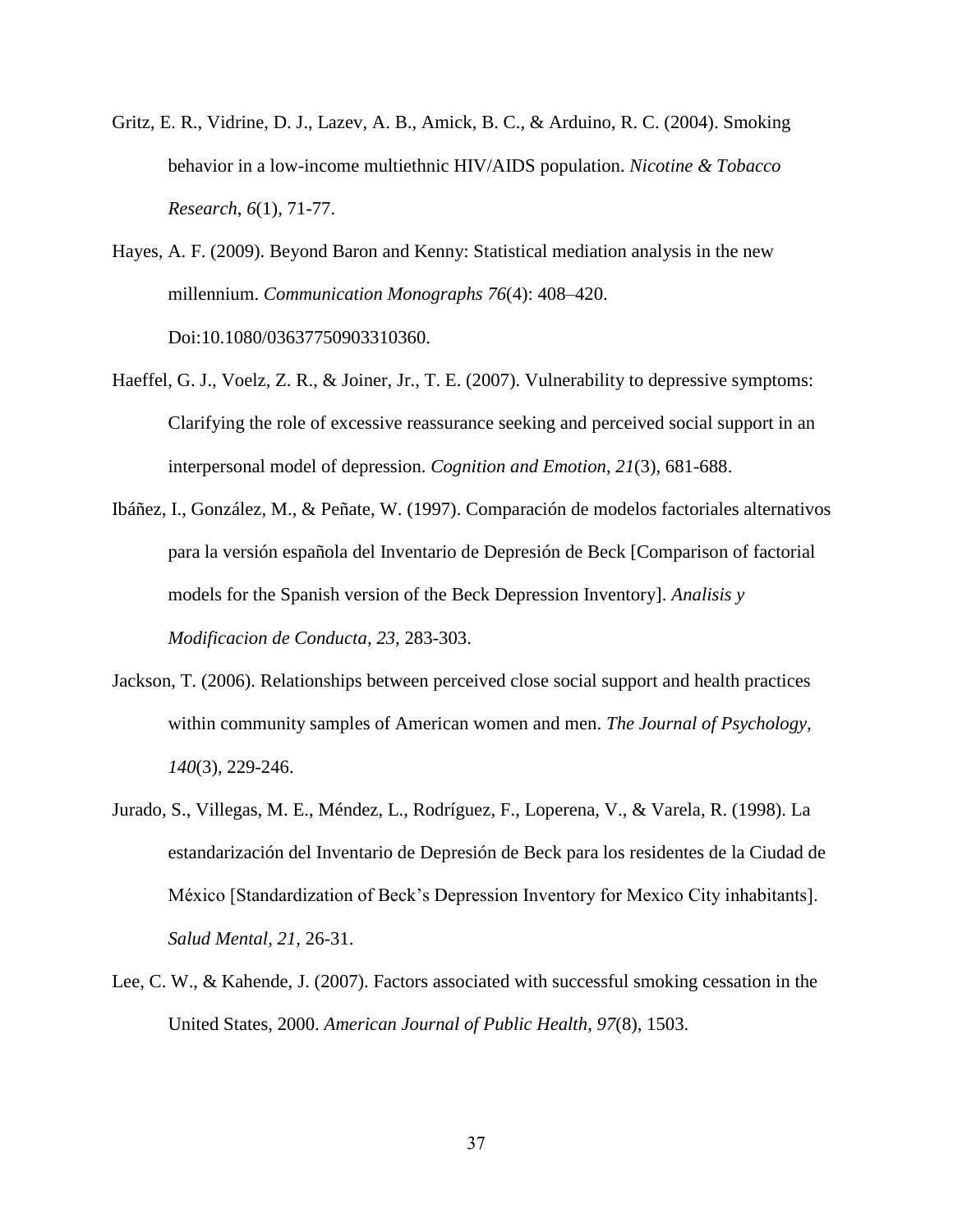Gritz, E. R., Vidrine, D. J., Lazev, A. B., Amick, B. C., & Arduino, R. C. (2004). Smoking behavior in a low-income multiethnic HIV/AIDS population. *Nicotine & Tobacco Research*, *6*(1), 71-77.

Hayes, A. F. (2009). Beyond Baron and Kenny: Statistical mediation analysis in the new millennium. *Communication Monographs 76*(4): 408–420. Doi:10.1080/03637750903310360.

Haeffel, G. J., Voelz, Z. R., & Joiner, Jr., T. E. (2007). Vulnerability to depressive symptoms: Clarifying the role of excessive reassurance seeking and perceived social support in an interpersonal model of depression. *Cognition and Emotion*, *21*(3), 681-688.

Ibáñez, I., González, M., & Peñate, W. (1997). Comparación de modelos factoriales alternativos para la versión española del Inventario de Depresión de Beck [Comparison of factorial models for the Spanish version of the Beck Depression Inventory]. *Analisis y Modificacion de Conducta*, *23*, 283-303.

Jackson, T. (2006). Relationships between perceived close social support and health practices within community samples of American women and men. *The Journal of Psychology*, *140*(3), 229-246.

Jurado, S., Villegas, M. E., Méndez, L., Rodríguez, F., Loperena, V., & Varela, R. (1998). La estandarización del Inventario de Depresión de Beck para los residentes de la Ciudad de México [Standardization of Beck's Depression Inventory for Mexico City inhabitants]. *Salud Mental*, *21*, 26-31.

Lee, C. W., & Kahende, J. (2007). Factors associated with successful smoking cessation in the United States, 2000. *American Journal of Public Health*, *97*(8), 1503.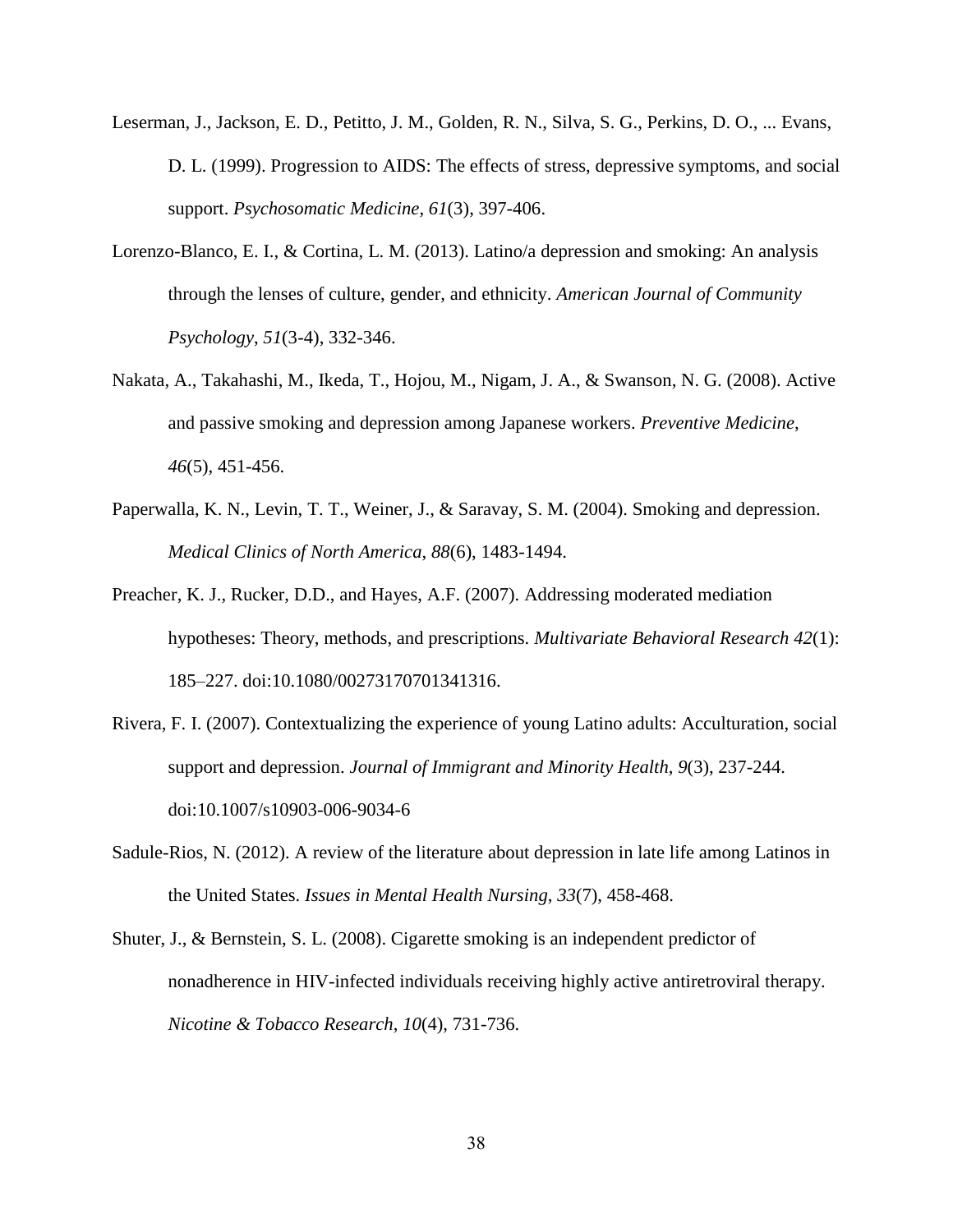Leserman, J., Jackson, E. D., Petitto, J. M., Golden, R. N., Silva, S. G., Perkins, D. O., ... Evans, D. L. (1999). Progression to AIDS: The effects of stress, depressive symptoms, and social support. *Psychosomatic Medicine*, *61*(3), 397-406.

Lorenzo-Blanco, E. I., & Cortina, L. M. (2013). Latino/a depression and smoking: An analysis through the lenses of culture, gender, and ethnicity. *American Journal of Community Psychology*, *51*(3-4), 332-346.

Nakata, A., Takahashi, M., Ikeda, T., Hojou, M., Nigam, J. A., & Swanson, N. G. (2008). Active and passive smoking and depression among Japanese workers. *Preventive Medicine*, *46*(5), 451-456.

Paperwalla, K. N., Levin, T. T., Weiner, J., & Saravay, S. M. (2004). Smoking and depression. *Medical Clinics of North America*, *88*(6), 1483-1494.

Preacher, K. J., Rucker, D.D., and Hayes, A.F. (2007). Addressing moderated mediation hypotheses: Theory, methods, and prescriptions. *Multivariate Behavioral Research 42*(1): 185–227. doi:10.1080/00273170701341316.

Rivera, F. I. (2007). Contextualizing the experience of young Latino adults: Acculturation, social support and depression. *Journal of Immigrant and Minority Health*, *9*(3), 237-244. doi:10.1007/s10903-006-9034-6

Sadule-Rios, N. (2012). A review of the literature about depression in late life among Latinos in the United States. *Issues in Mental Health Nursing*, *33*(7), 458-468.

Shuter, J., & Bernstein, S. L. (2008). Cigarette smoking is an independent predictor of nonadherence in HIV-infected individuals receiving highly active antiretroviral therapy. *Nicotine & Tobacco Research*, *10*(4), 731-736.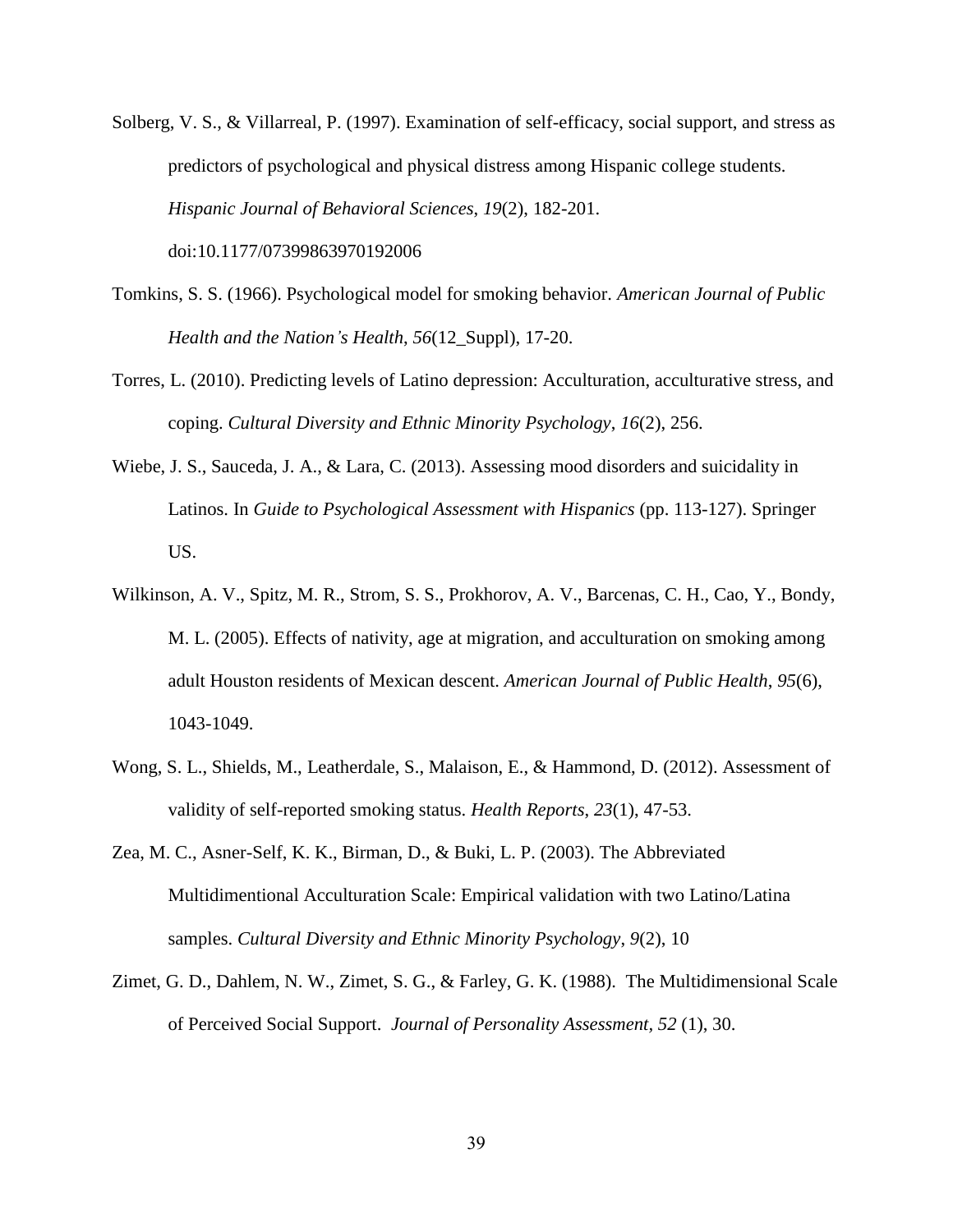Solberg, V. S., & Villarreal, P. (1997). Examination of self-efficacy, social support, and stress as predictors of psychological and physical distress among Hispanic college students. *Hispanic Journal of Behavioral Sciences*, *19*(2), 182-201. doi:10.1177/07399863970192006

Tomkins, S. S. (1966). Psychological model for smoking behavior. *American Journal of Public Health and the Nation's Health*, *56*(12_Suppl), 17-20.

Torres, L. (2010). Predicting levels of Latino depression: Acculturation, acculturative stress, and coping. *Cultural Diversity and Ethnic Minority Psychology*, *16*(2), 256.

Wiebe, J. S., Sauceda, J. A., & Lara, C. (2013). Assessing mood disorders and suicidality in Latinos. In *Guide to Psychological Assessment with Hispanics* (pp. 113-127). Springer US.

Wilkinson, A. V., Spitz, M. R., Strom, S. S., Prokhorov, A. V., Barcenas, C. H., Cao, Y., Bondy, M. L. (2005). Effects of nativity, age at migration, and acculturation on smoking among adult Houston residents of Mexican descent. *American Journal of Public Health*, *95*(6), 1043-1049.

Wong, S. L., Shields, M., Leatherdale, S., Malaison, E., & Hammond, D. (2012). Assessment of validity of self-reported smoking status. *Health Reports*, *23*(1), 47-53.

Zea, M. C., Asner-Self, K. K., Birman, D., & Buki, L. P. (2003). The Abbreviated Multidimentional Acculturation Scale: Empirical validation with two Latino/Latina samples. *Cultural Diversity and Ethnic Minority Psychology*, *9*(2), 10

Zimet, G. D., Dahlem, N. W., Zimet, S. G., & Farley, G. K. (1988). The Multidimensional Scale of Perceived Social Support. *Journal of Personality Assessment, 52* (1), 30.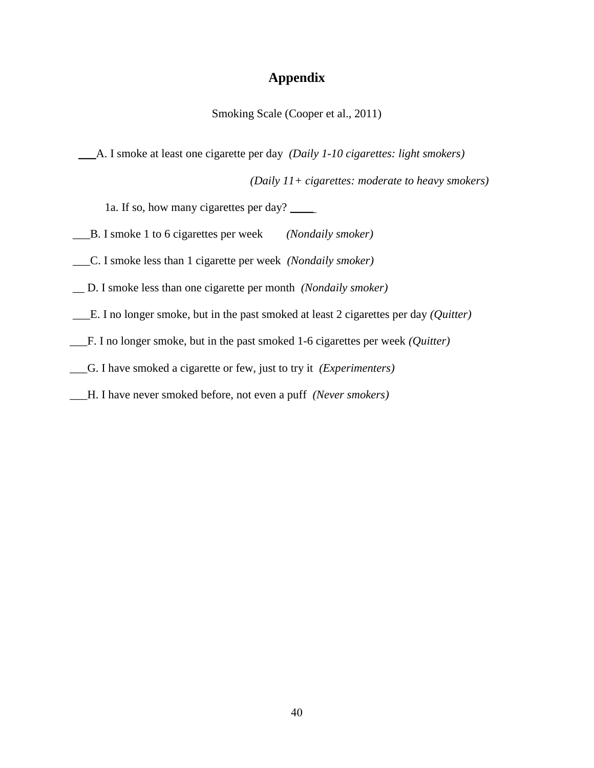# Appendix

Smoking Scale (Cooper et al., 2011)

___A. I smoke at least one cigarette per day *(Daily 1-10 cigarettes: light smokers)*

*(Daily 11+ cigarettes: moderate to heavy smokers)*

1a. If so, how many cigarettes per day? ____

___B. I smoke 1 to 6 cigarettes per week *(Nondaily smoker)*

___C. I smoke less than 1 cigarette per week *(Nondaily smoker)*

__ D. I smoke less than one cigarette per month *(Nondaily smoker)*

___E. I no longer smoke, but in the past smoked at least 2 cigarettes per day *(Quitter)*

___F. I no longer smoke, but in the past smoked 1-6 cigarettes per week *(Quitter)*

___G. I have smoked a cigarette or few, just to try it *(Experimenters)*

___H. I have never smoked before, not even a puff *(Never smokers)*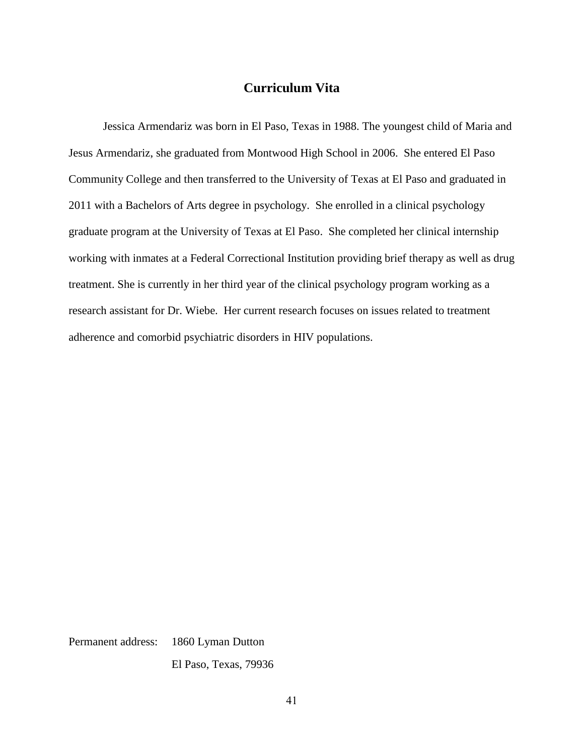# Curriculum Vita

Jessica Armendariz was born in El Paso, Texas in 1988. The youngest child of Maria and Jesus Armendariz, she graduated from Montwood High School in 2006. She entered El Paso Community College and then transferred to the University of Texas at El Paso and graduated in 2011 with a Bachelors of Arts degree in psychology. She enrolled in a clinical psychology graduate program at the University of Texas at El Paso. She completed her clinical internship working with inmates at a Federal Correctional Institution providing brief therapy as well as drug treatment. She is currently in her third year of the clinical psychology program working as a research assistant for Dr. Wiebe. Her current research focuses on issues related to treatment adherence and comorbid psychiatric disorders in HIV populations.

Permanent address: 1860 Lyman Dutton
El Paso, Texas, 79936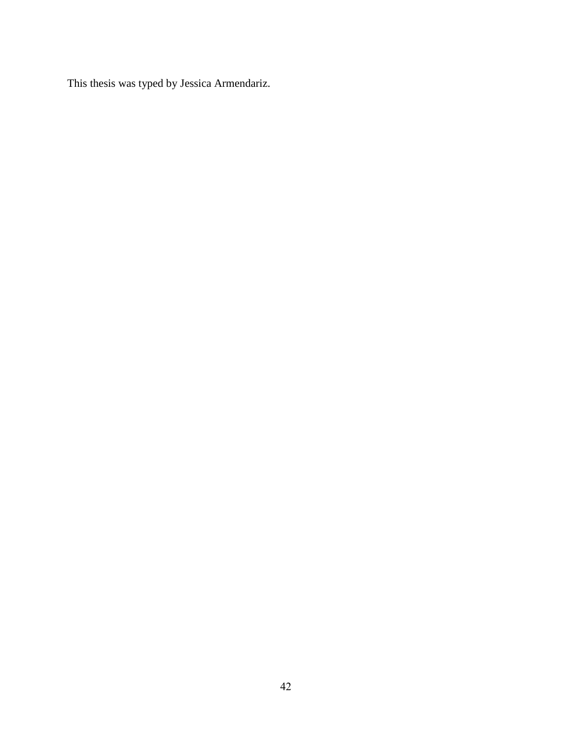This thesis was typed by Jessica Armendariz.